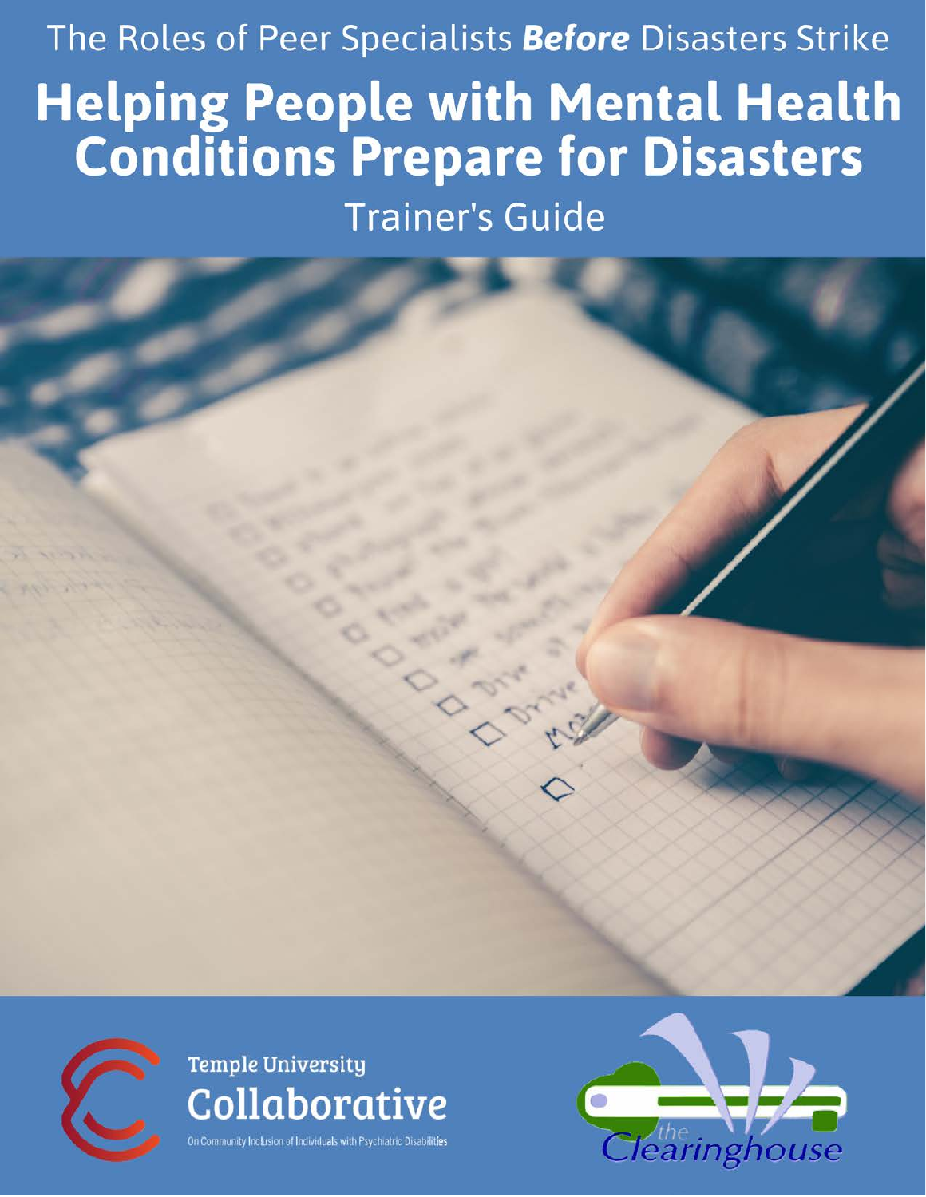The Roles of Peer Specialists ***Before*** Disasters Strike

# Helping People with Mental Health Conditions Prepare for Disasters

## Trainer's Guide

Temple University Collaborative

On Community Inclusion of Individuals with Psychiatric Disabilities

the Clearinghouse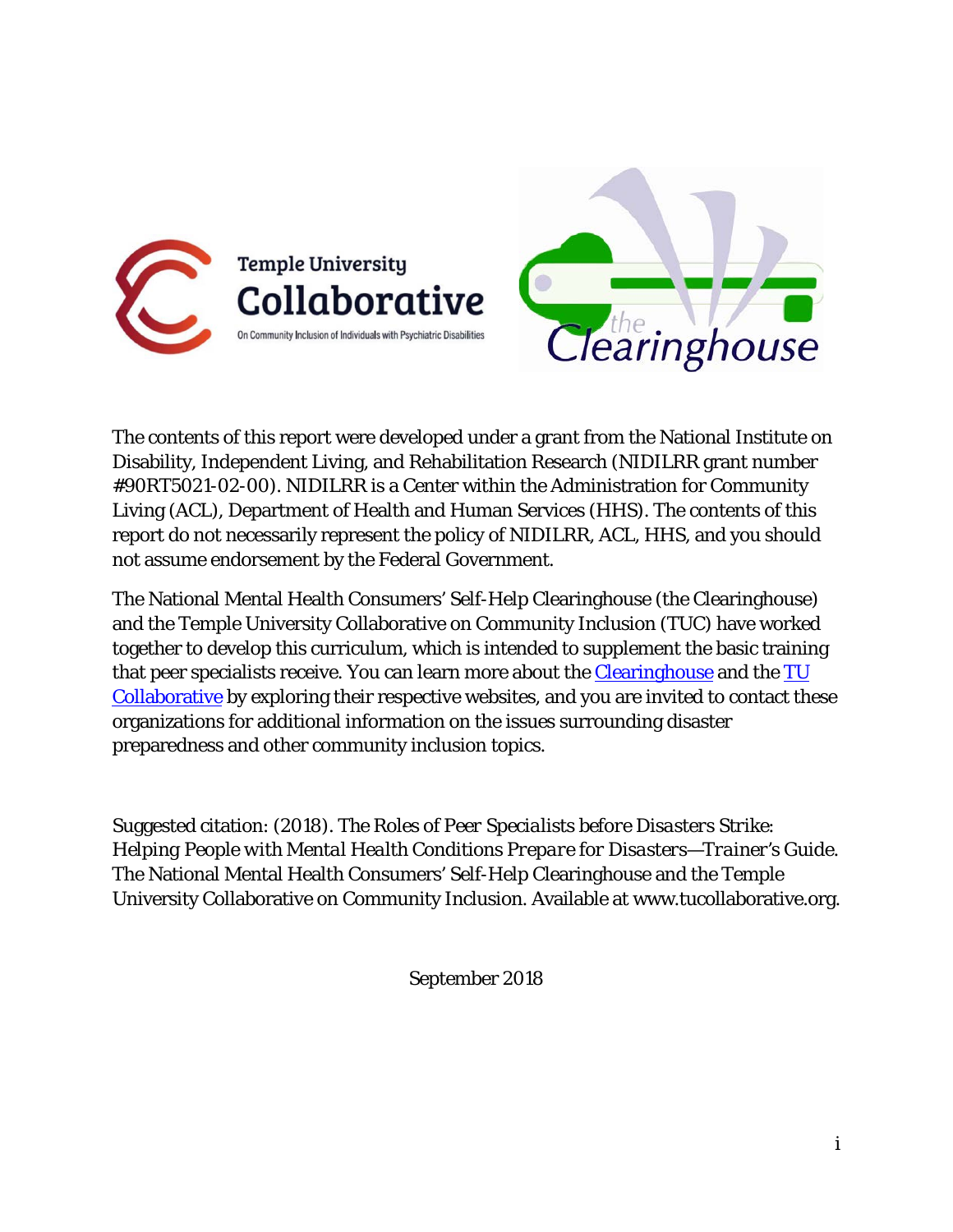The contents of this report were developed under a grant from the National Institute on Disability, Independent Living, and Rehabilitation Research (NIDILRR grant number #90RT5021-02-00). NIDILRR is a Center within the Administration for Community Living (ACL), Department of Health and Human Services (HHS). The contents of this report do not necessarily represent the policy of NIDILRR, ACL, HHS, and you should not assume endorsement by the Federal Government.

The National Mental Health Consumers' Self-Help Clearinghouse (the Clearinghouse) and the Temple University Collaborative on Community Inclusion (TUC) have worked together to develop this curriculum, which is intended to supplement the basic training that peer specialists receive. You can learn more about the Clearinghouse and the TU Collaborative by exploring their respective websites, and you are invited to contact these organizations for additional information on the issues surrounding disaster preparedness and other community inclusion topics.

Suggested citation: (2018). *The Roles of Peer Specialists before Disasters Strike: Helping People with Mental Health Conditions Prepare for Disasters—Trainer's Guide.* The National Mental Health Consumers' Self-Help Clearinghouse and the Temple University Collaborative on Community Inclusion. Available at www.tucollaborative.org.

September 2018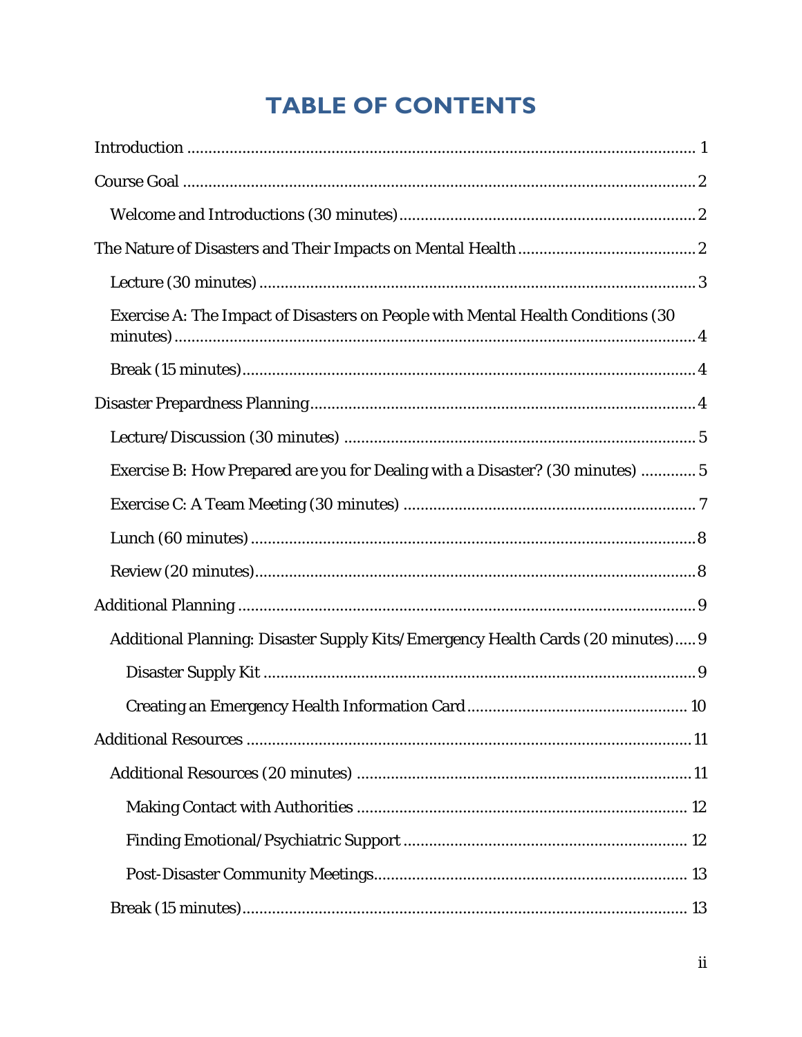# TABLE OF CONTENTS

Introduction ........................................................................................................ 1

Course Goal ........................................................................................................ 2

- Welcome and Introductions (30 minutes) ..................................................................... 2

The Nature of Disasters and Their Impacts on Mental Health ......................................... 2

- Lecture (30 minutes) ...................................................................................................... 3
- Exercise A: The Impact of Disasters on People with Mental Health Conditions (30 minutes) ......................................................................................................................... 4
- Break (15 minutes) .......................................................................................................... 4

Disaster Prepardness Planning .......................................................................................... 4

- Lecture/Discussion (30 minutes) .................................................................................. 5
- Exercise B: How Prepared are you for Dealing with a Disaster? (30 minutes) ............. 5
- Exercise C: A Team Meeting (30 minutes) .................................................................... 7
- Lunch (60 minutes) ......................................................................................................... 8
- Review (20 minutes) ....................................................................................................... 8

Additional Planning ........................................................................................................... 9

- Additional Planning: Disaster Supply Kits/Emergency Health Cards (20 minutes) ..... 9
  - Disaster Supply Kit ...................................................................................................... 9
  - Creating an Emergency Health Information Card ................................................... 10

Additional Resources ......................................................................................................... 11

- Additional Resources (20 minutes) .............................................................................. 11
  - Making Contact with Authorities ............................................................................. 12
  - Finding Emotional/Psychiatric Support .................................................................. 12
  - Post-Disaster Community Meetings ......................................................................... 13
- Break (15 minutes) ........................................................................................................ 13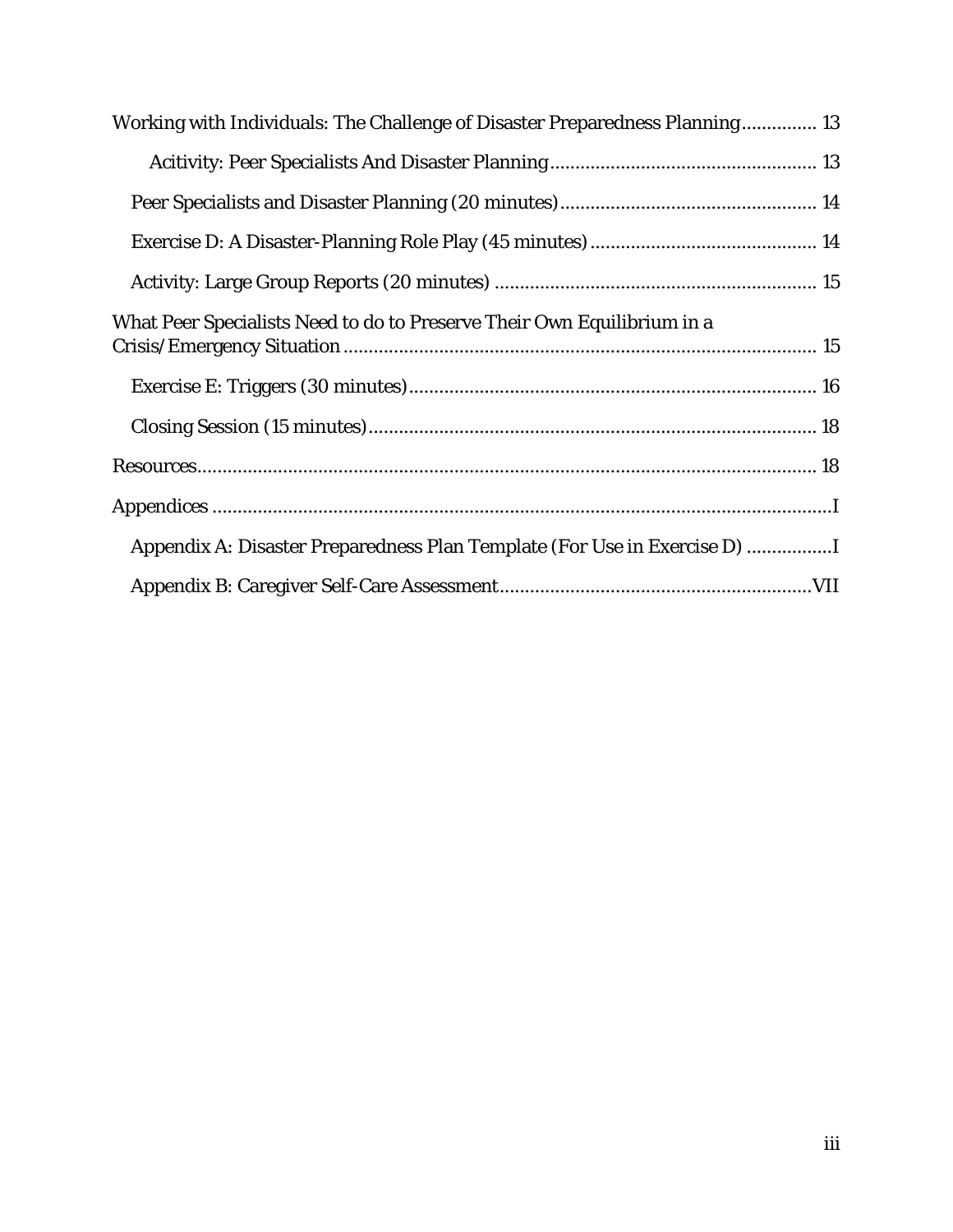Working with Individuals: The Challenge of Disaster Preparedness Planning .............. 13

- Acitivity: Peer Specialists And Disaster Planning .................................................... 13

Peer Specialists and Disaster Planning (20 minutes) .................................................. 14

Exercise D: A Disaster-Planning Role Play (45 minutes) ............................................ 14

Activity: Large Group Reports (20 minutes) ............................................................... 15

What Peer Specialists Need to do to Preserve Their Own Equilibrium in a Crisis/Emergency Situation ............................................................................................ 15

Exercise E: Triggers (30 minutes) ................................................................................ 16

Closing Session (15 minutes) ........................................................................................ 18

Resources ........................................................................................................................... 18

Appendices ..........................................................................................................................I

Appendix A: Disaster Preparedness Plan Template (For Use in Exercise D) .................I

Appendix B: Caregiver Self-Care Assessment .............................................................VII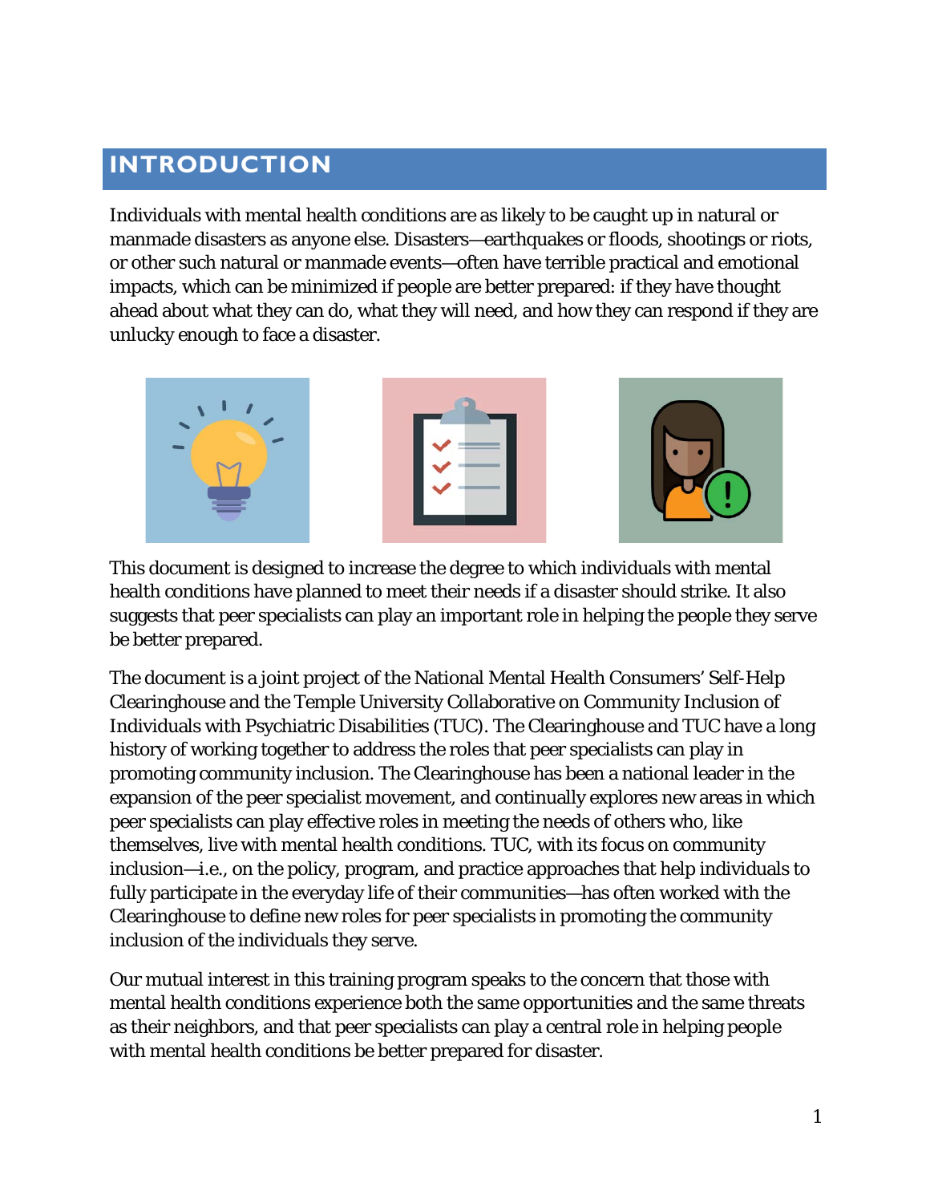# INTRODUCTION

Individuals with mental health conditions are as likely to be caught up in natural or manmade disasters as anyone else. Disasters—earthquakes or floods, shootings or riots, or other such natural or manmade events—often have terrible practical and emotional impacts, which can be minimized if people are better prepared: if they have thought ahead about what they can do, what they will need, and how they can respond if they are unlucky enough to face a disaster.

This document is designed to increase the degree to which individuals with mental health conditions have planned to meet their needs if a disaster should strike. It also suggests that peer specialists can play an important role in helping the people they serve be better prepared.

The document is a joint project of the National Mental Health Consumers' Self-Help Clearinghouse and the Temple University Collaborative on Community Inclusion of Individuals with Psychiatric Disabilities (TUC). The Clearinghouse and TUC have a long history of working together to address the roles that peer specialists can play in promoting community inclusion. The Clearinghouse has been a national leader in the expansion of the peer specialist movement, and continually explores new areas in which peer specialists can play effective roles in meeting the needs of others who, like themselves, live with mental health conditions. TUC, with its focus on community inclusion—i.e., on the policy, program, and practice approaches that help individuals to fully participate in the everyday life of their communities—has often worked with the Clearinghouse to define new roles for peer specialists in promoting the community inclusion of the individuals they serve.

Our mutual interest in this training program speaks to the concern that those with mental health conditions experience both the same opportunities and the same threats as their neighbors, and that peer specialists can play a central role in helping people with mental health conditions be better prepared for disaster.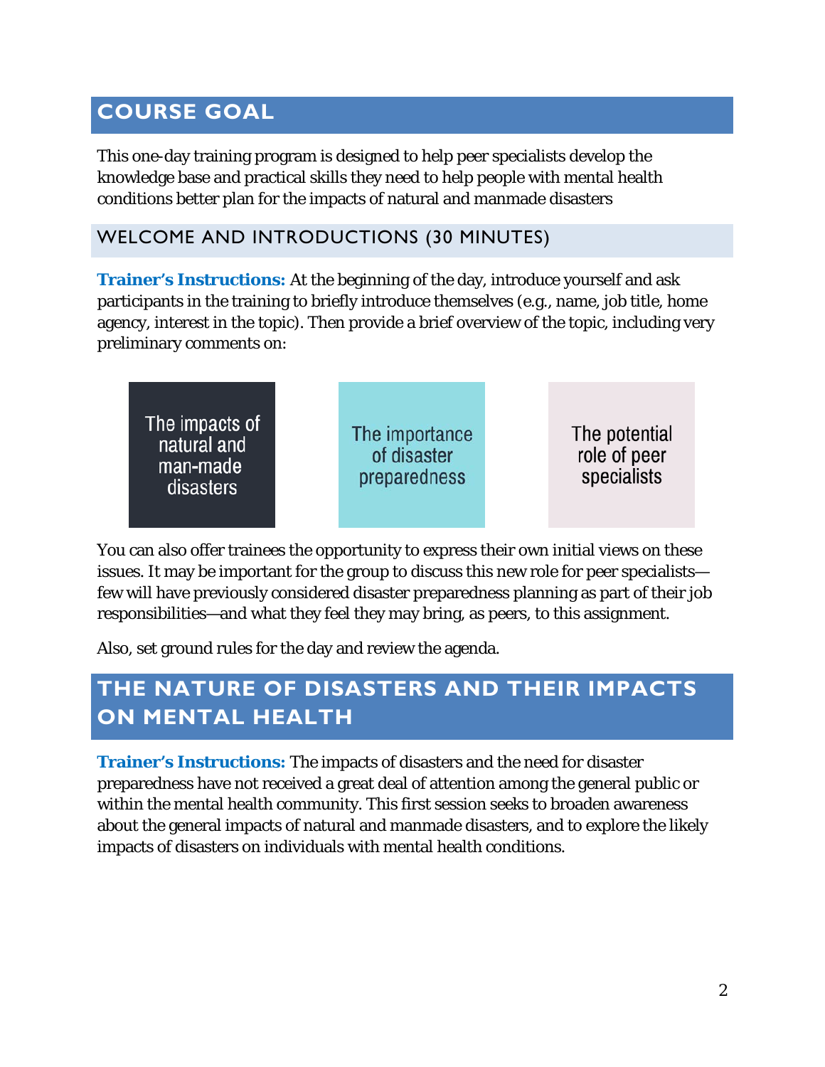## COURSE GOAL

This one-day training program is designed to help peer specialists develop the knowledge base and practical skills they need to help people with mental health conditions better plan for the impacts of natural and manmade disasters

### WELCOME AND INTRODUCTIONS (30 MINUTES)

**Trainer's Instructions:** At the beginning of the day, introduce yourself and ask participants in the training to briefly introduce themselves (e.g., name, job title, home agency, interest in the topic). Then provide a brief overview of the topic, including very preliminary comments on:

- The impacts of natural and man-made disasters
- The importance of disaster preparedness
- The potential role of peer specialists

You can also offer trainees the opportunity to express their own initial views on these issues. It may be important for the group to discuss this new role for peer specialists—few will have previously considered disaster preparedness planning as part of their job responsibilities—and what they feel they may bring, as peers, to this assignment.

Also, set ground rules for the day and review the agenda.

## THE NATURE OF DISASTERS AND THEIR IMPACTS ON MENTAL HEALTH

**Trainer's Instructions:** The impacts of disasters and the need for disaster preparedness have not received a great deal of attention among the general public or within the mental health community. This first session seeks to broaden awareness about the general impacts of natural and manmade disasters, and to explore the likely impacts of disasters on individuals with mental health conditions.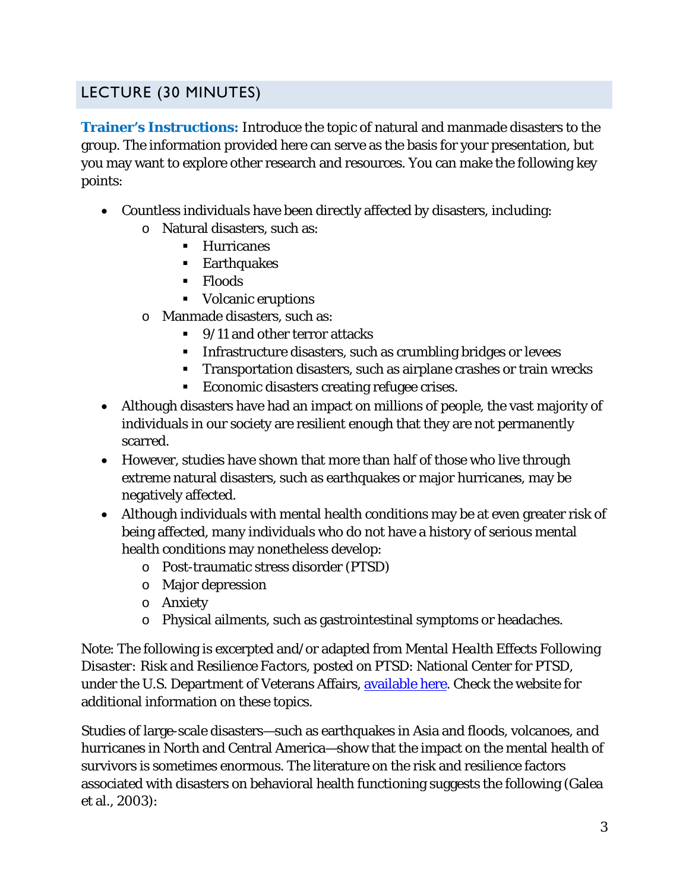## LECTURE (30 MINUTES)

**Trainer's Instructions:** Introduce the topic of natural and manmade disasters to the group. The information provided here can serve as the basis for your presentation, but you may want to explore other research and resources. You can make the following key points:

- Countless individuals have been directly affected by disasters, including:
  - Natural disasters, such as:
    - Hurricanes
    - Earthquakes
    - Floods
    - Volcanic eruptions
  - Manmade disasters, such as:
    - 9/11 and other terror attacks
    - Infrastructure disasters, such as crumbling bridges or levees
    - Transportation disasters, such as airplane crashes or train wrecks
    - Economic disasters creating refugee crises.
- Although disasters have had an impact on millions of people, the vast majority of individuals in our society are resilient enough that they are not permanently scarred.
- However, studies have shown that more than half of those who live through extreme natural disasters, such as earthquakes or major hurricanes, may be negatively affected.
- Although individuals with mental health conditions may be at even greater risk of being affected, many individuals who do not have a history of serious mental health conditions may nonetheless develop:
  - Post-traumatic stress disorder (PTSD)
  - Major depression
  - Anxiety
  - Physical ailments, such as gastrointestinal symptoms or headaches.

Note: The following is excerpted and/or adapted from *Mental Health Effects Following Disaster: Risk and Resilience Factors*, posted on PTSD: National Center for PTSD, under the U.S. Department of Veterans Affairs, [available here](). Check the website for additional information on these topics.

Studies of large-scale disasters—such as earthquakes in Asia and floods, volcanoes, and hurricanes in North and Central America—show that the impact on the mental health of survivors is sometimes enormous. The literature on the risk and resilience factors associated with disasters on behavioral health functioning suggests the following (Galea et al., 2003):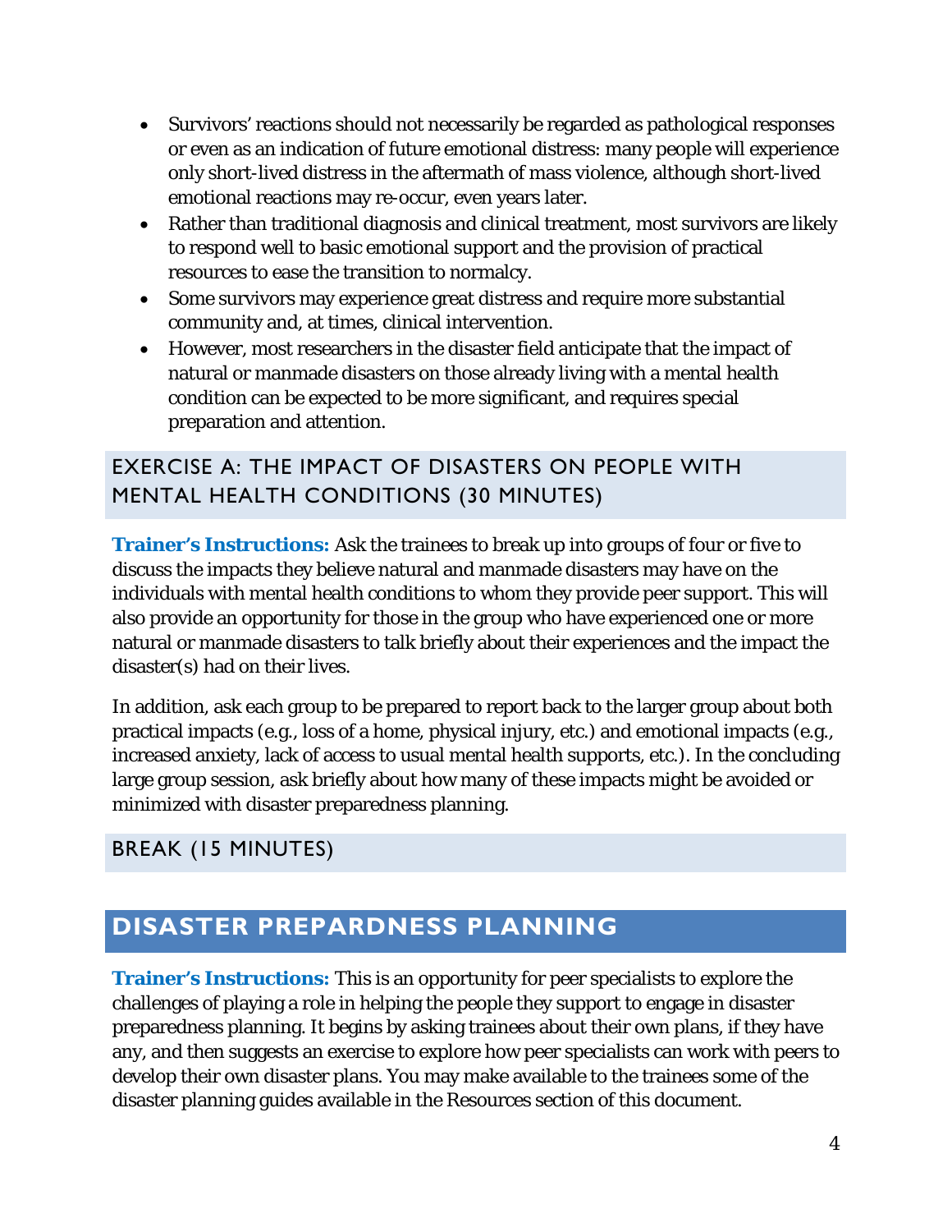- Survivors' reactions should not necessarily be regarded as pathological responses or even as an indication of future emotional distress: many people will experience only short-lived distress in the aftermath of mass violence, although short-lived emotional reactions may re-occur, even years later.
- Rather than traditional diagnosis and clinical treatment, most survivors are likely to respond well to basic emotional support and the provision of practical resources to ease the transition to normalcy.
- Some survivors may experience great distress and require more substantial community and, at times, clinical intervention.
- However, most researchers in the disaster field anticipate that the impact of natural or manmade disasters on those already living with a mental health condition can be expected to be more significant, and requires special preparation and attention.

### EXERCISE A: THE IMPACT OF DISASTERS ON PEOPLE WITH MENTAL HEALTH CONDITIONS (30 MINUTES)

**Trainer's Instructions:** Ask the trainees to break up into groups of four or five to discuss the impacts they believe natural and manmade disasters may have on the individuals with mental health conditions to whom they provide peer support. This will also provide an opportunity for those in the group who have experienced one or more natural or manmade disasters to talk briefly about their experiences and the impact the disaster(s) had on their lives.

In addition, ask each group to be prepared to report back to the larger group about both practical impacts (e.g., loss of a home, physical injury, etc.) and emotional impacts (e.g., increased anxiety, lack of access to usual mental health supports, etc.). In the concluding large group session, ask briefly about how many of these impacts might be avoided or minimized with disaster preparedness planning.

### BREAK (15 MINUTES)

## DISASTER PREPARDNESS PLANNING

**Trainer's Instructions:** This is an opportunity for peer specialists to explore the challenges of playing a role in helping the people they support to engage in disaster preparedness planning. It begins by asking trainees about their own plans, if they have any, and then suggests an exercise to explore how peer specialists can work with peers to develop their own disaster plans. You may make available to the trainees some of the disaster planning guides available in the Resources section of this document.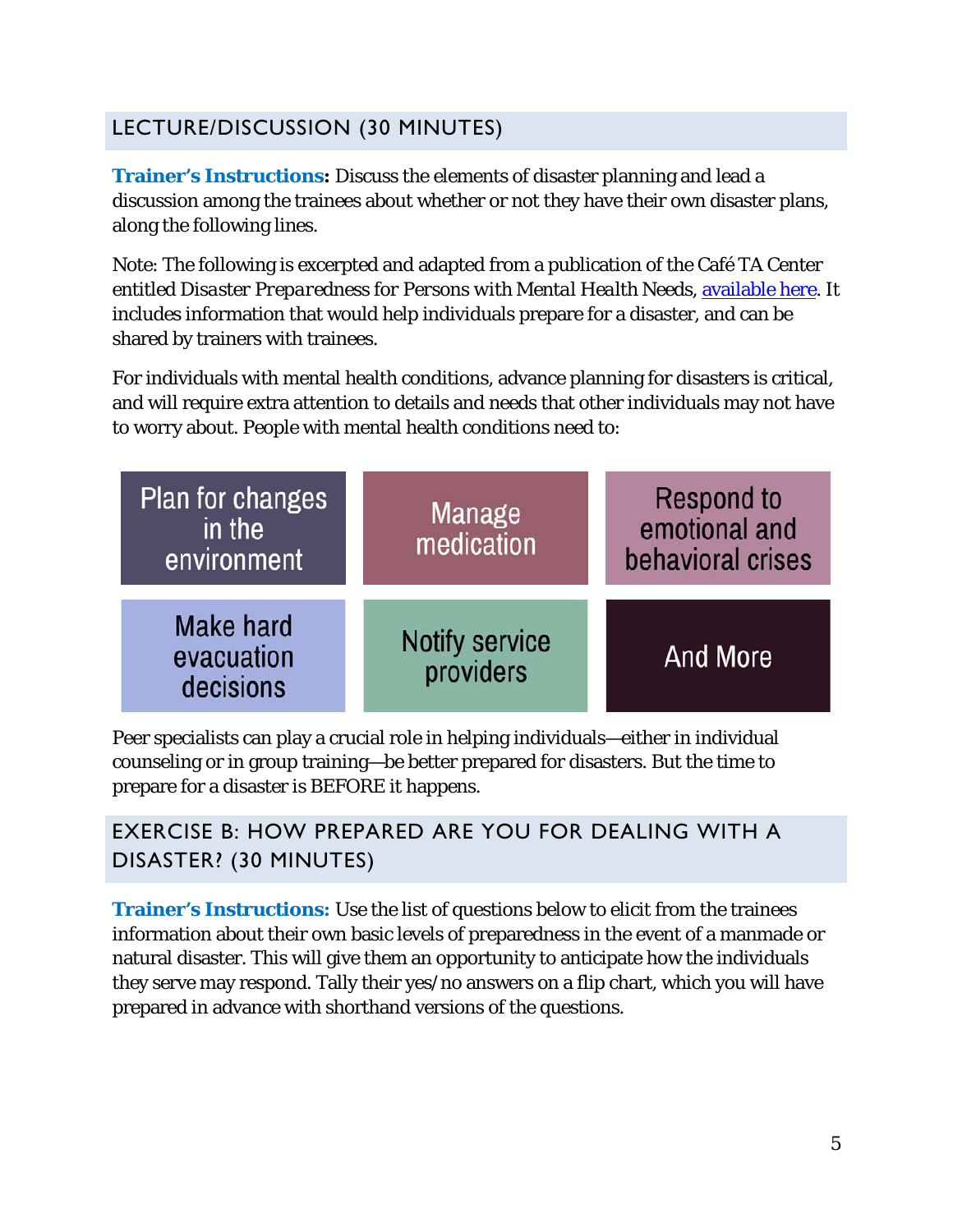## LECTURE/DISCUSSION (30 MINUTES)

**Trainer's Instructions:** Discuss the elements of disaster planning and lead a discussion among the trainees about whether or not they have their own disaster plans, along the following lines.

Note: The following is excerpted and adapted from a publication of the Café TA Center entitled *Disaster Preparedness for Persons with Mental Health Needs*, available here. It includes information that would help individuals prepare for a disaster, and can be shared by trainers with trainees.

For individuals with mental health conditions, advance planning for disasters is critical, and will require extra attention to details and needs that other individuals may not have to worry about. People with mental health conditions need to:

- Plan for changes in the environment
- Manage medication
- Respond to emotional and behavioral crises
- Make hard evacuation decisions
- Notify service providers
- And More

Peer specialists can play a crucial role in helping individuals—either in individual counseling or in group training—be better prepared for disasters. But the time to prepare for a disaster is BEFORE it happens.

## EXERCISE B: HOW PREPARED ARE YOU FOR DEALING WITH A DISASTER? (30 MINUTES)

**Trainer's Instructions:** Use the list of questions below to elicit from the trainees information about their own basic levels of preparedness in the event of a manmade or natural disaster. This will give them an opportunity to anticipate how the individuals they serve may respond. Tally their yes/no answers on a flip chart, which you will have prepared in advance with shorthand versions of the questions.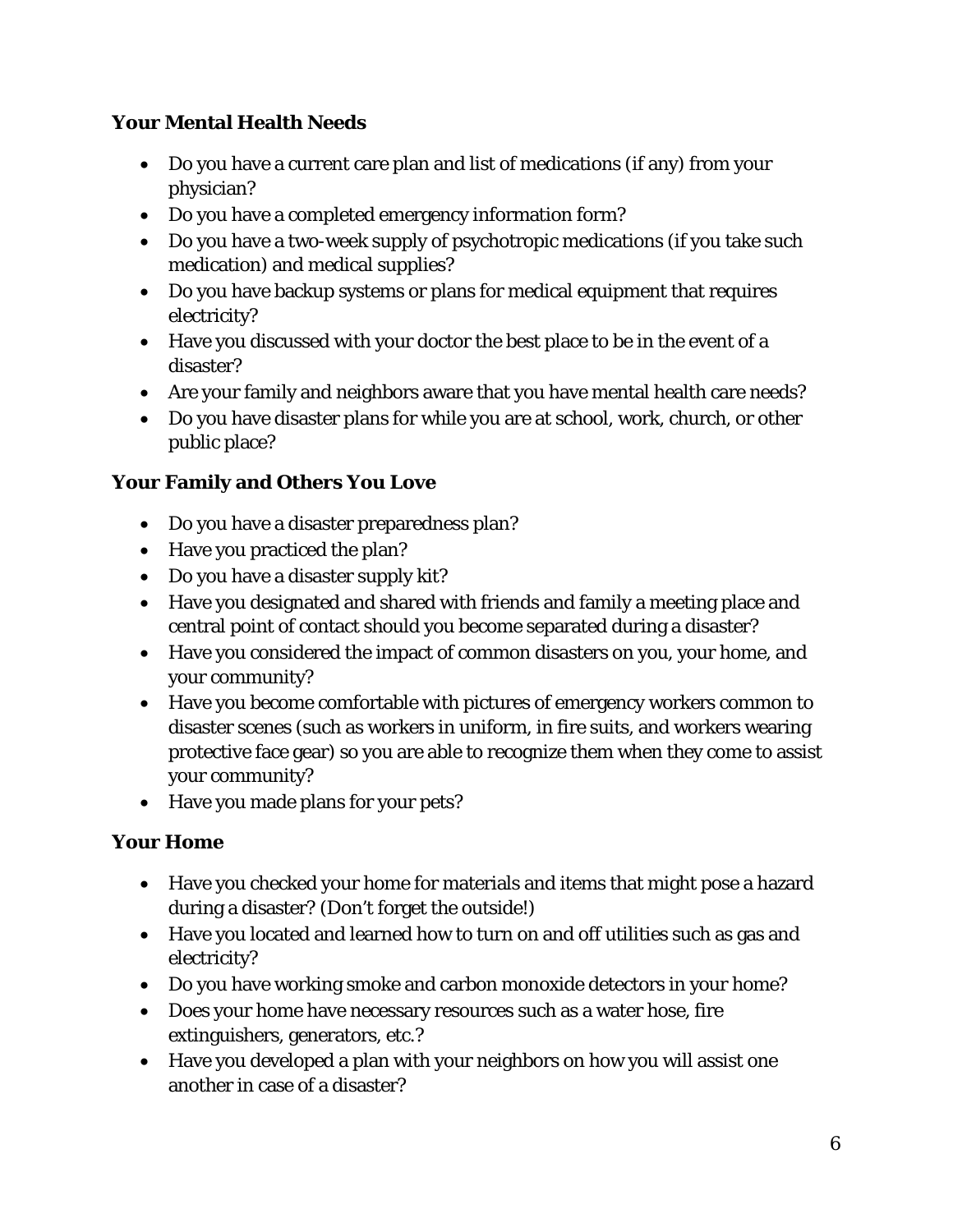### Your Mental Health Needs

- Do you have a current care plan and list of medications (if any) from your physician?
- Do you have a completed emergency information form?
- Do you have a two-week supply of psychotropic medications (if you take such medication) and medical supplies?
- Do you have backup systems or plans for medical equipment that requires electricity?
- Have you discussed with your doctor the best place to be in the event of a disaster?
- Are your family and neighbors aware that you have mental health care needs?
- Do you have disaster plans for while you are at school, work, church, or other public place?

### Your Family and Others You Love

- Do you have a disaster preparedness plan?
- Have you practiced the plan?
- Do you have a disaster supply kit?
- Have you designated and shared with friends and family a meeting place and central point of contact should you become separated during a disaster?
- Have you considered the impact of common disasters on you, your home, and your community?
- Have you become comfortable with pictures of emergency workers common to disaster scenes (such as workers in uniform, in fire suits, and workers wearing protective face gear) so you are able to recognize them when they come to assist your community?
- Have you made plans for your pets?

### Your Home

- Have you checked your home for materials and items that might pose a hazard during a disaster? (Don't forget the outside!)
- Have you located and learned how to turn on and off utilities such as gas and electricity?
- Do you have working smoke and carbon monoxide detectors in your home?
- Does your home have necessary resources such as a water hose, fire extinguishers, generators, etc.?
- Have you developed a plan with your neighbors on how you will assist one another in case of a disaster?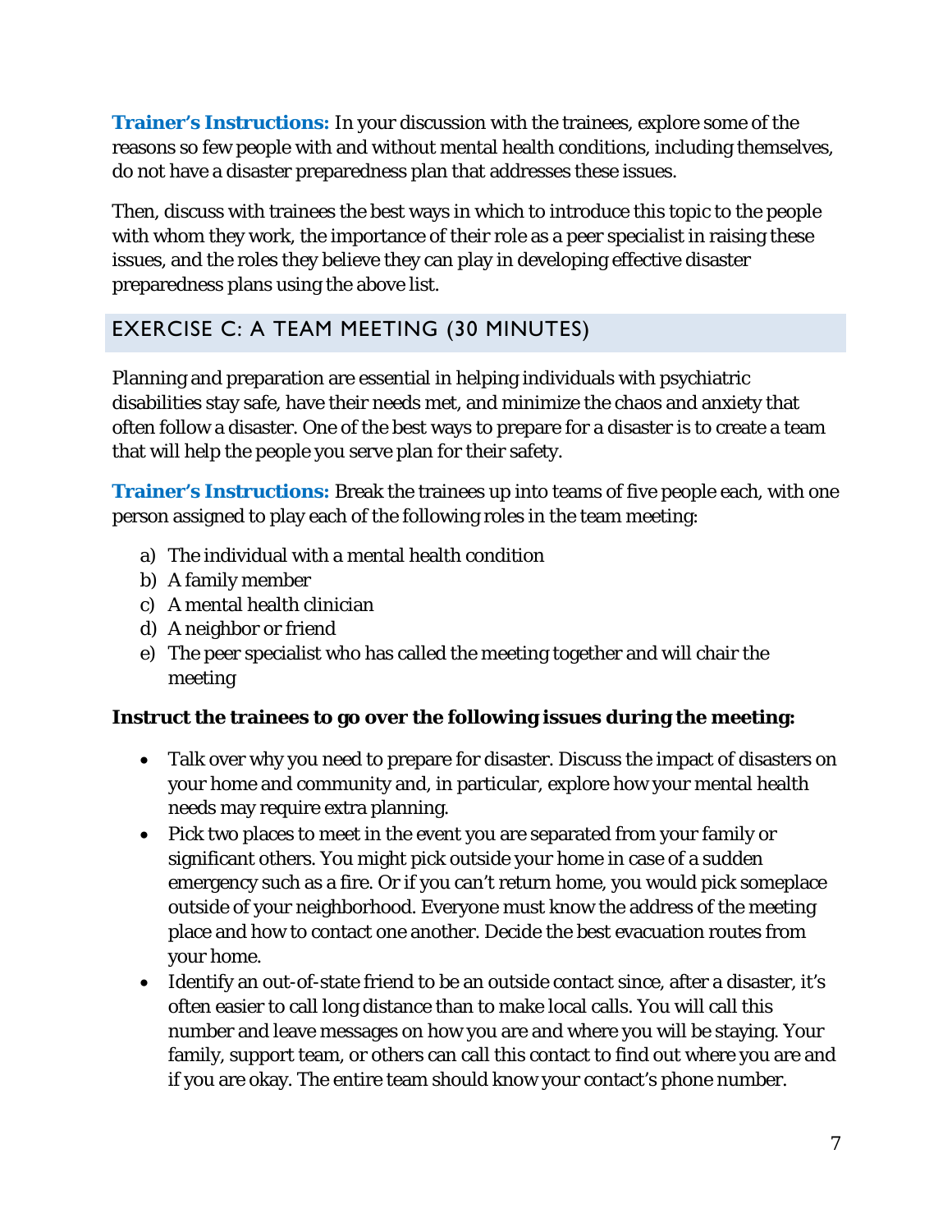**Trainer's Instructions:** In your discussion with the trainees, explore some of the reasons so few people with and without mental health conditions, including themselves, do not have a disaster preparedness plan that addresses these issues.

Then, discuss with trainees the best ways in which to introduce this topic to the people with whom they work, the importance of their role as a peer specialist in raising these issues, and the roles they believe they can play in developing effective disaster preparedness plans using the above list.

## EXERCISE C: A TEAM MEETING (30 MINUTES)

Planning and preparation are essential in helping individuals with psychiatric disabilities stay safe, have their needs met, and minimize the chaos and anxiety that often follow a disaster. One of the best ways to prepare for a disaster is to create a team that will help the people you serve plan for their safety.

**Trainer's Instructions:** Break the trainees up into teams of five people each, with one person assigned to play each of the following roles in the team meeting:

a) The individual with a mental health condition
b) A family member
c) A mental health clinician
d) A neighbor or friend
e) The peer specialist who has called the meeting together and will chair the meeting

**Instruct the trainees to go over the following issues during the meeting:**

- Talk over why you need to prepare for disaster. Discuss the impact of disasters on your home and community and, in particular, explore how your mental health needs may require extra planning.
- Pick two places to meet in the event you are separated from your family or significant others. You might pick outside your home in case of a sudden emergency such as a fire. Or if you can't return home, you would pick someplace outside of your neighborhood. Everyone must know the address of the meeting place and how to contact one another. Decide the best evacuation routes from your home.
- Identify an out-of-state friend to be an outside contact since, after a disaster, it's often easier to call long distance than to make local calls. You will call this number and leave messages on how you are and where you will be staying. Your family, support team, or others can call this contact to find out where you are and if you are okay. The entire team should know your contact's phone number.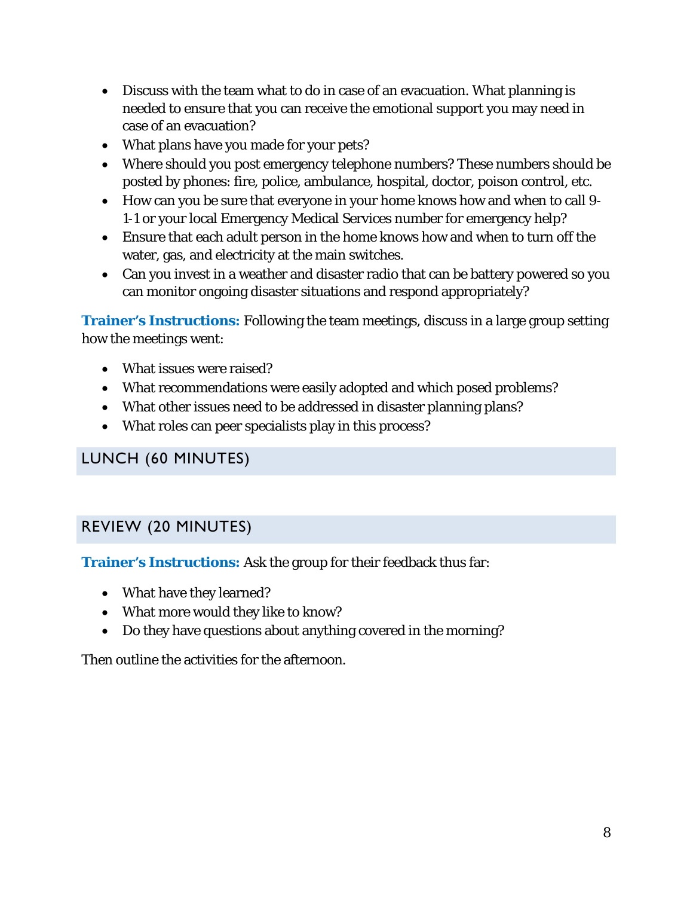- Discuss with the team what to do in case of an evacuation. What planning is needed to ensure that you can receive the emotional support you may need in case of an evacuation?
- What plans have you made for your pets?
- Where should you post emergency telephone numbers? These numbers should be posted by phones: fire, police, ambulance, hospital, doctor, poison control, etc.
- How can you be sure that everyone in your home knows how and when to call 9-1-1 or your local Emergency Medical Services number for emergency help?
- Ensure that each adult person in the home knows how and when to turn off the water, gas, and electricity at the main switches.
- Can you invest in a weather and disaster radio that can be battery powered so you can monitor ongoing disaster situations and respond appropriately?

**Trainer's Instructions:** Following the team meetings, discuss in a large group setting how the meetings went:

- What issues were raised?
- What recommendations were easily adopted and which posed problems?
- What other issues need to be addressed in disaster planning plans?
- What roles can peer specialists play in this process?

## LUNCH (60 MINUTES)

## REVIEW (20 MINUTES)

**Trainer's Instructions:** Ask the group for their feedback thus far:

- What have they learned?
- What more would they like to know?
- Do they have questions about anything covered in the morning?

Then outline the activities for the afternoon.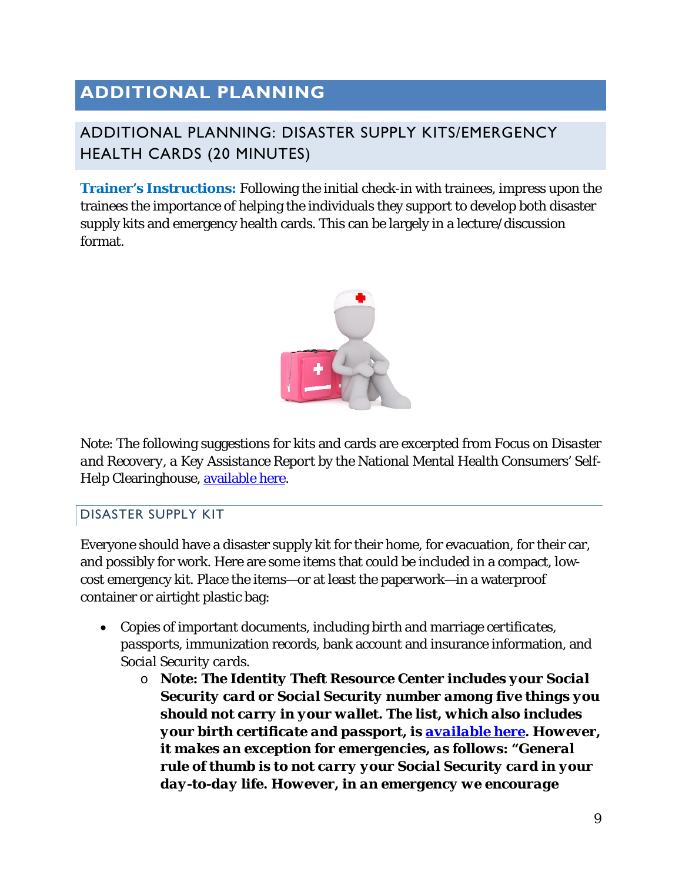# ADDITIONAL PLANNING

## ADDITIONAL PLANNING: DISASTER SUPPLY KITS/EMERGENCY HEALTH CARDS (20 MINUTES)

**Trainer's Instructions:** Following the initial check-in with trainees, impress upon the trainees the importance of helping the individuals they support to develop both disaster supply kits and emergency health cards. This can be largely in a lecture/discussion format.

Note: The following suggestions for kits and cards are excerpted from Focus on *Disaster and Recovery*, a Key Assistance Report by the National Mental Health Consumers' Self-Help Clearinghouse, available here.

### DISASTER SUPPLY KIT

Everyone should have a disaster supply kit for their home, for evacuation, for their car, and possibly for work. Here are some items that could be included in a compact, low-cost emergency kit. Place the items—or at least the paperwork—in a waterproof container or airtight plastic bag:

- Copies of important documents, including birth and marriage certificates, passports, immunization records, bank account and insurance information, and Social Security cards.
  - **Note: The Identity Theft Resource Center includes your Social Security card or Social Security number among five things you should not carry in your wallet. The list, which also includes your birth certificate and passport, is available here. However, it makes an exception for emergencies, as follows: "General rule of thumb is to not carry your Social Security card in your day-to-day life. However, in an emergency we encourage**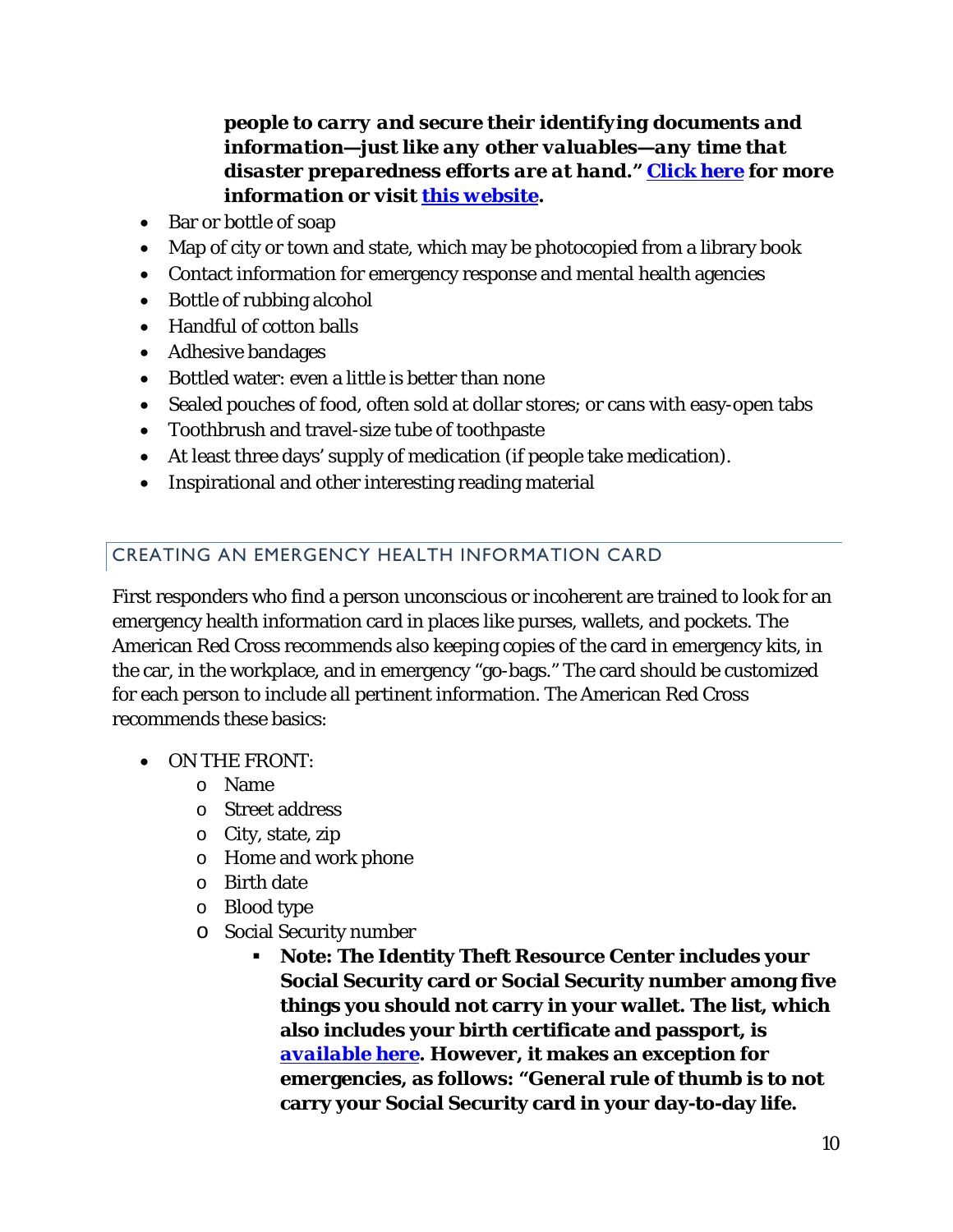***people to carry and secure their identifying documents and information—just like any other valuables—any time that disaster preparedness efforts are at hand."* Click here for more information or visit this website.**

- Bar or bottle of soap
- Map of city or town and state, which may be photocopied from a library book
- Contact information for emergency response and mental health agencies
- Bottle of rubbing alcohol
- Handful of cotton balls
- Adhesive bandages
- Bottled water: even a little is better than none
- Sealed pouches of food, often sold at dollar stores; or cans with easy-open tabs
- Toothbrush and travel-size tube of toothpaste
- At least three days' supply of medication (if people take medication).
- Inspirational and other interesting reading material

## CREATING AN EMERGENCY HEALTH INFORMATION CARD

First responders who find a person unconscious or incoherent are trained to look for an emergency health information card in places like purses, wallets, and pockets. The American Red Cross recommends also keeping copies of the card in emergency kits, in the car, in the workplace, and in emergency "go-bags." The card should be customized for each person to include all pertinent information. The American Red Cross recommends these basics:

- ON THE FRONT:
  - Name
  - Street address
  - City, state, zip
  - Home and work phone
  - Birth date
  - Blood type
  - Social Security number
    - **Note: The Identity Theft Resource Center includes your Social Security card or Social Security number among five things you should not carry in your wallet. The list, which also includes your birth certificate and passport, is available here. However, it makes an exception for emergencies, as follows: "General rule of thumb is to not carry your Social Security card in your day-to-day life.**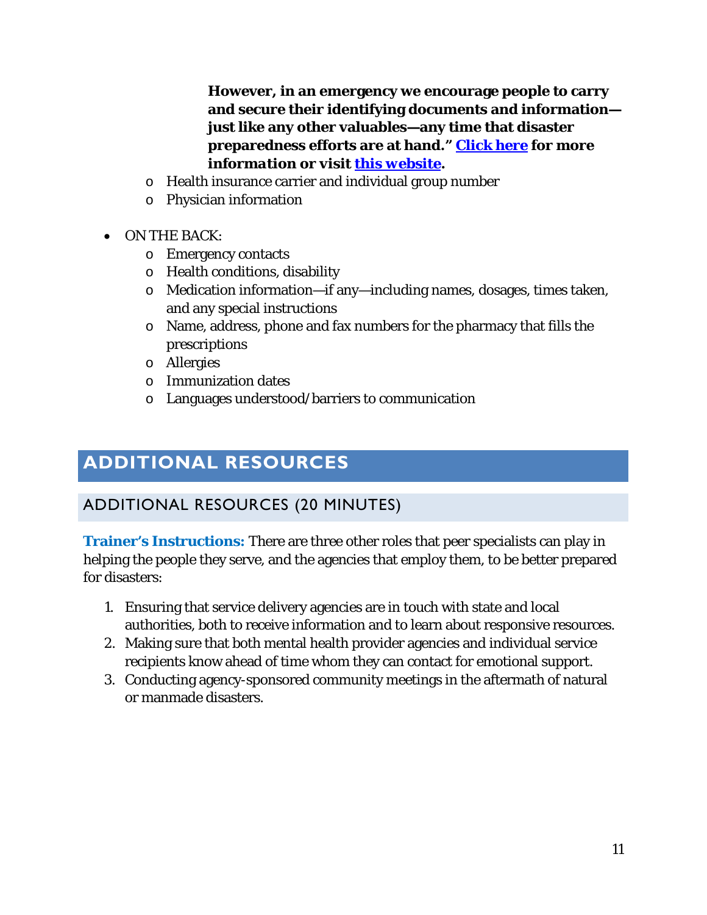**However, in an emergency we encourage people to carry and secure their identifying documents and information—just like any other valuables—any time that disaster preparedness efforts are at hand." Click here for more information or visit this website.**

- Health insurance carrier and individual group number
- Physician information

- ON THE BACK:
  - Emergency contacts
  - Health conditions, disability
  - Medication information—if any—including names, dosages, times taken, and any special instructions
  - Name, address, phone and fax numbers for the pharmacy that fills the prescriptions
  - Allergies
  - Immunization dates
  - Languages understood/barriers to communication

# ADDITIONAL RESOURCES

## ADDITIONAL RESOURCES (20 MINUTES)

**Trainer's Instructions:** There are three other roles that peer specialists can play in helping the people they serve, and the agencies that employ them, to be better prepared for disasters:

1. Ensuring that service delivery agencies are in touch with state and local authorities, both to receive information and to learn about responsive resources.
2. Making sure that both mental health provider agencies and individual service recipients know ahead of time whom they can contact for emotional support.
3. Conducting agency-sponsored community meetings in the aftermath of natural or manmade disasters.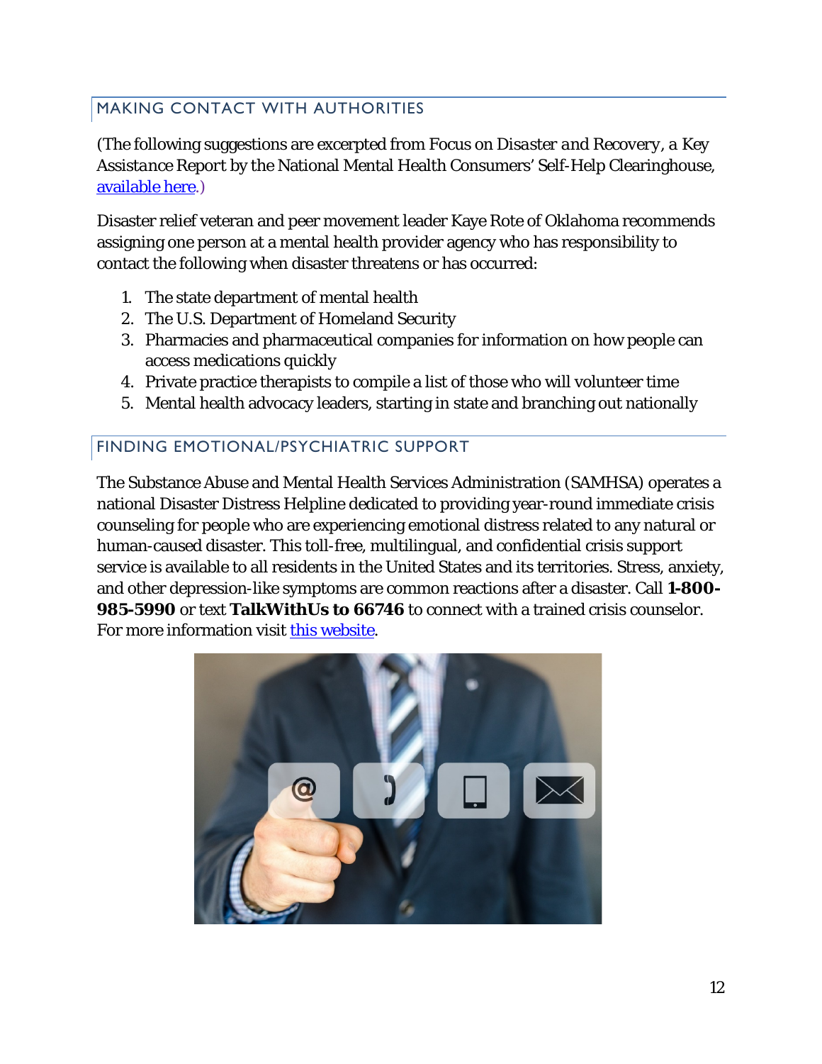## MAKING CONTACT WITH AUTHORITIES

(The following suggestions are excerpted from Focus on *Disaster and Recovery*, a Key Assistance Report by the National Mental Health Consumers' Self-Help Clearinghouse, available here.)

Disaster relief veteran and peer movement leader Kaye Rote of Oklahoma recommends assigning one person at a mental health provider agency who has responsibility to contact the following when disaster threatens or has occurred:

1. The state department of mental health
2. The U.S. Department of Homeland Security
3. Pharmacies and pharmaceutical companies for information on how people can access medications quickly
4. Private practice therapists to compile a list of those who will volunteer time
5. Mental health advocacy leaders, starting in state and branching out nationally

## FINDING EMOTIONAL/PSYCHIATRIC SUPPORT

The Substance Abuse and Mental Health Services Administration (SAMHSA) operates a national Disaster Distress Helpline dedicated to providing year-round immediate crisis counseling for people who are experiencing emotional distress related to any natural or human-caused disaster. This toll-free, multilingual, and confidential crisis support service is available to all residents in the United States and its territories. Stress, anxiety, and other depression-like symptoms are common reactions after a disaster. Call **1-800-985-5990** or text **TalkWithUs to 66746** to connect with a trained crisis counselor. For more information visit this website.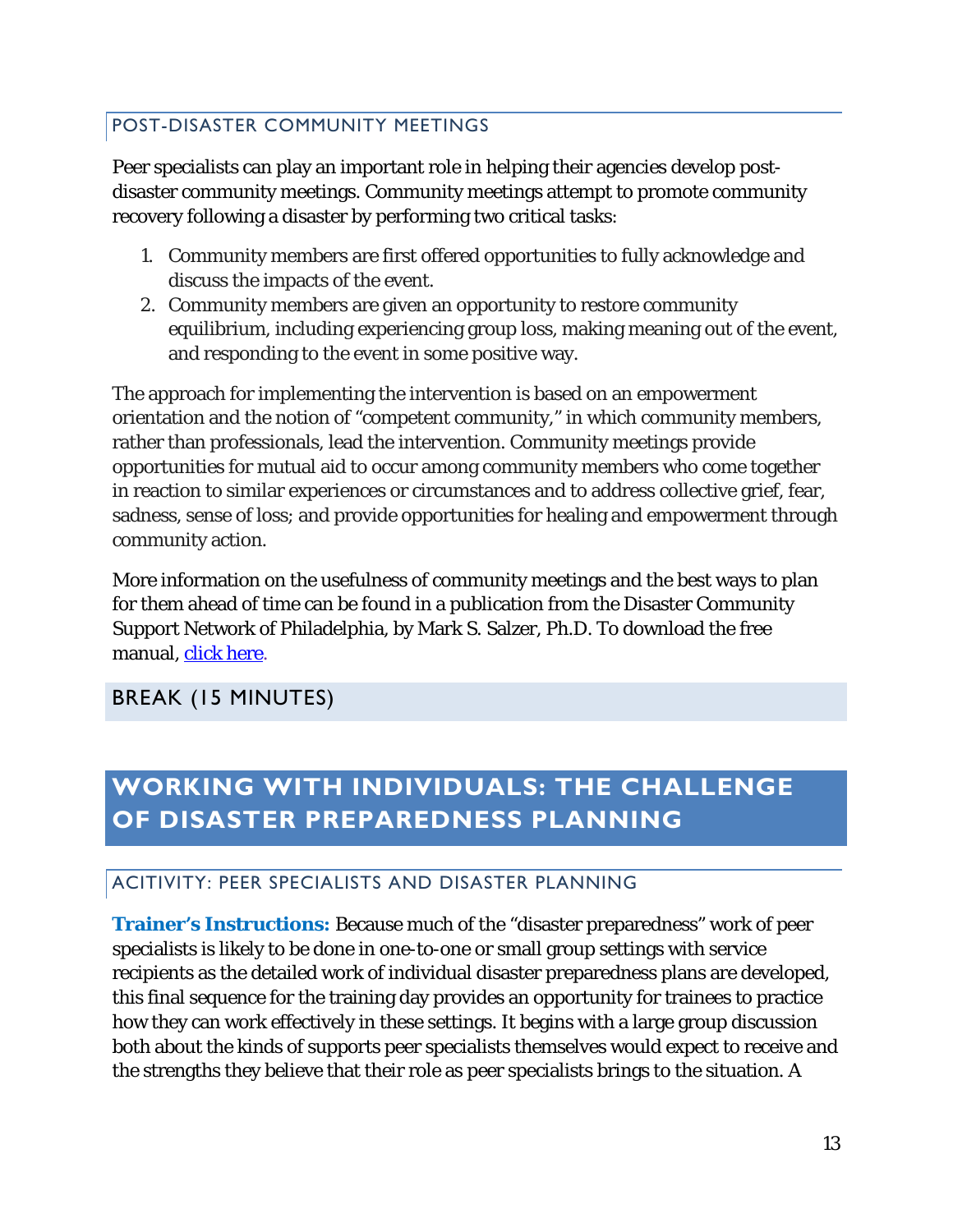### POST-DISASTER COMMUNITY MEETINGS

Peer specialists can play an important role in helping their agencies develop post-disaster community meetings. Community meetings attempt to promote community recovery following a disaster by performing two critical tasks:

1. Community members are first offered opportunities to fully acknowledge and discuss the impacts of the event.
2. Community members are given an opportunity to restore community equilibrium, including experiencing group loss, making meaning out of the event, and responding to the event in some positive way.

The approach for implementing the intervention is based on an empowerment orientation and the notion of "competent community," in which community members, rather than professionals, lead the intervention. Community meetings provide opportunities for mutual aid to occur among community members who come together in reaction to similar experiences or circumstances and to address collective grief, fear, sadness, sense of loss; and provide opportunities for healing and empowerment through community action.

More information on the usefulness of community meetings and the best ways to plan for them ahead of time can be found in a publication from the Disaster Community Support Network of Philadelphia, by Mark S. Salzer, Ph.D. To download the free manual, click here.

## BREAK (15 MINUTES)

# WORKING WITH INDIVIDUALS: THE CHALLENGE OF DISASTER PREPAREDNESS PLANNING

### ACITIVITY: PEER SPECIALISTS AND DISASTER PLANNING

**Trainer's Instructions:** Because much of the "disaster preparedness" work of peer specialists is likely to be done in one-to-one or small group settings with service recipients as the detailed work of individual disaster preparedness plans are developed, this final sequence for the training day provides an opportunity for trainees to practice how they can work effectively in these settings. It begins with a large group discussion both about the kinds of supports peer specialists themselves would expect to receive and the strengths they believe that their role as peer specialists brings to the situation. A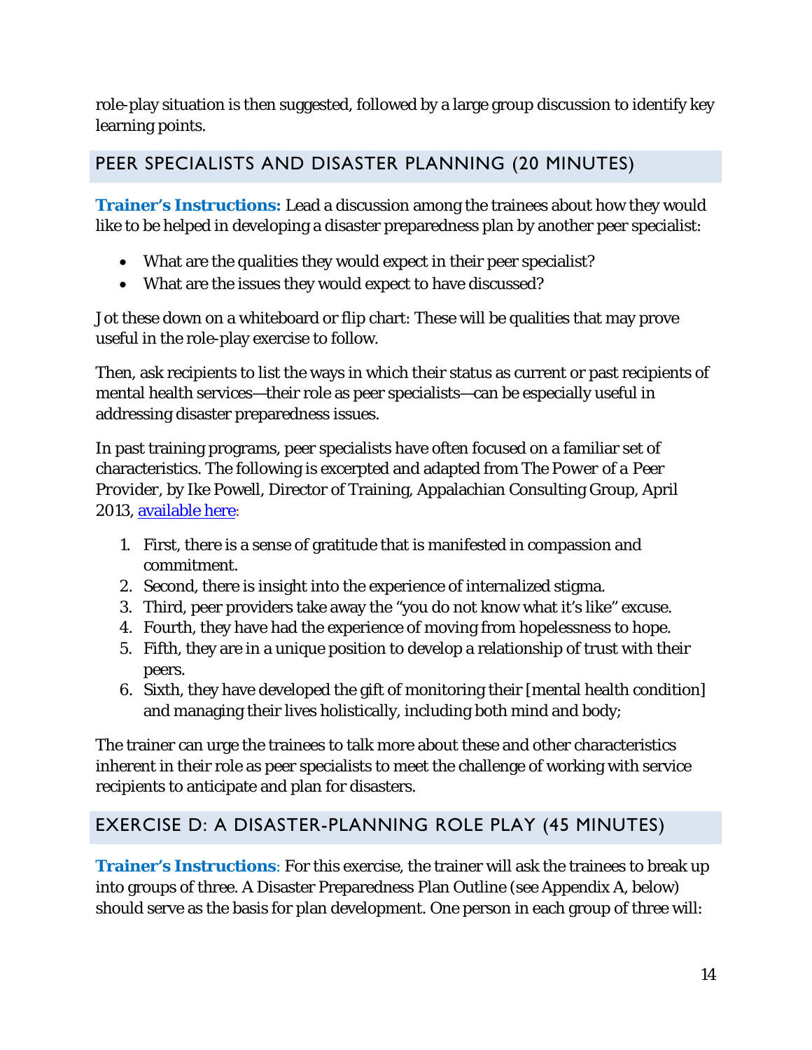role-play situation is then suggested, followed by a large group discussion to identify key learning points.

## PEER SPECIALISTS AND DISASTER PLANNING (20 MINUTES)

**Trainer's Instructions:** Lead a discussion among the trainees about how they would like to be helped in developing a disaster preparedness plan by another peer specialist:

- What are the qualities they would expect in their peer specialist?
- What are the issues they would expect to have discussed?

Jot these down on a whiteboard or flip chart: These will be qualities that may prove useful in the role-play exercise to follow.

Then, ask recipients to list the ways in which their status as current or past recipients of mental health services—their role as peer specialists—can be especially useful in addressing disaster preparedness issues.

In past training programs, peer specialists have often focused on a familiar set of characteristics. The following is excerpted and adapted from The Power of a Peer Provider, by Ike Powell, Director of Training, Appalachian Consulting Group, April 2013, [available here](#):

1. First, there is a sense of gratitude that is manifested in compassion and commitment.
2. Second, there is insight into the experience of internalized stigma.
3. Third, peer providers take away the "you do not know what it's like" excuse.
4. Fourth, they have had the experience of moving from hopelessness to hope.
5. Fifth, they are in a unique position to develop a relationship of trust with their peers.
6. Sixth, they have developed the gift of monitoring their [mental health condition] and managing their lives holistically, including both mind and body;

The trainer can urge the trainees to talk more about these and other characteristics inherent in their role as peer specialists to meet the challenge of working with service recipients to anticipate and plan for disasters.

## EXERCISE D: A DISASTER-PLANNING ROLE PLAY (45 MINUTES)

**Trainer's Instructions**: For this exercise, the trainer will ask the trainees to break up into groups of three. A Disaster Preparedness Plan Outline (see Appendix A, below) should serve as the basis for plan development. One person in each group of three will: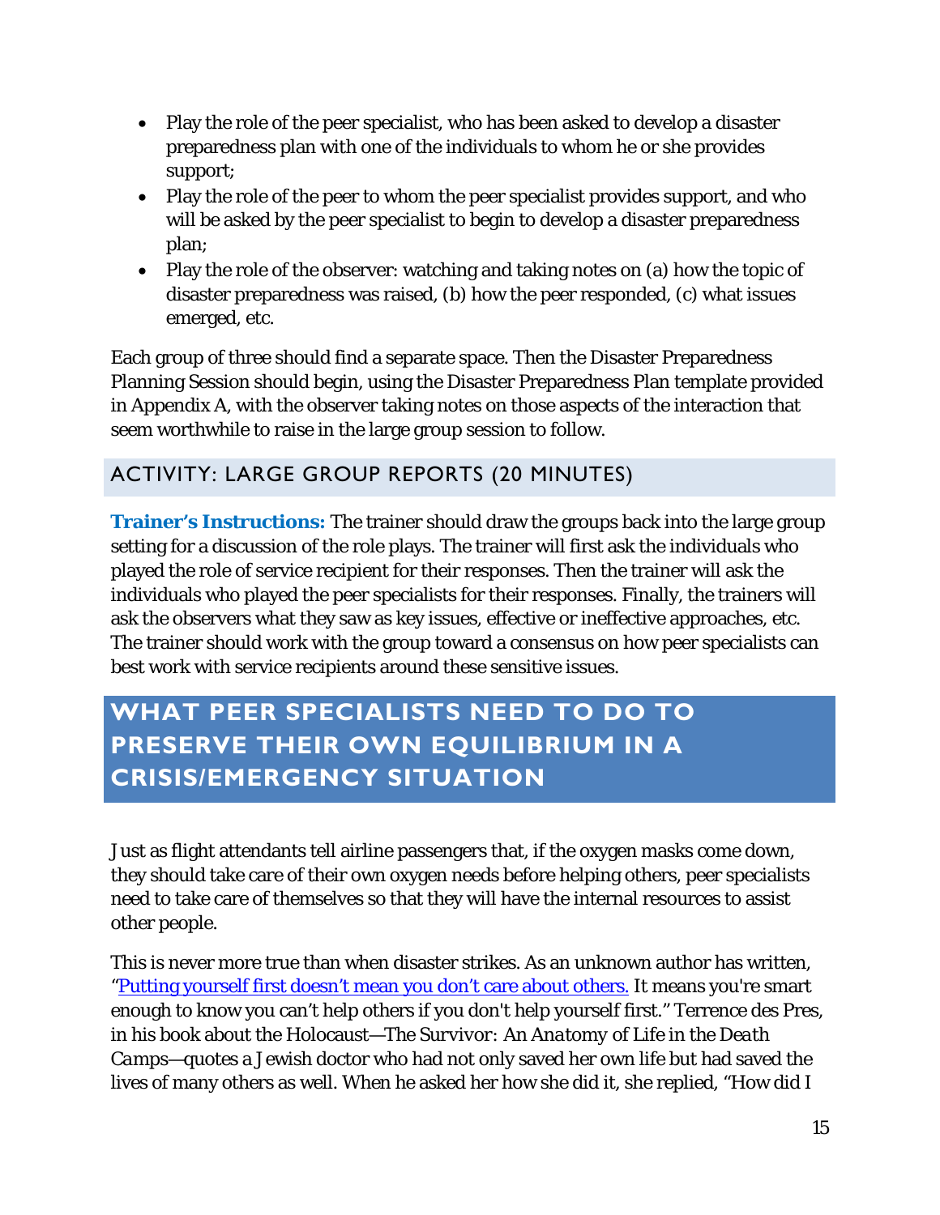- Play the role of the peer specialist, who has been asked to develop a disaster preparedness plan with one of the individuals to whom he or she provides support;
- Play the role of the peer to whom the peer specialist provides support, and who will be asked by the peer specialist to begin to develop a disaster preparedness plan;
- Play the role of the observer: watching and taking notes on (a) how the topic of disaster preparedness was raised, (b) how the peer responded, (c) what issues emerged, etc.

Each group of three should find a separate space. Then the Disaster Preparedness Planning Session should begin, using the Disaster Preparedness Plan template provided in Appendix A, with the observer taking notes on those aspects of the interaction that seem worthwhile to raise in the large group session to follow.

### ACTIVITY: LARGE GROUP REPORTS (20 MINUTES)

**Trainer's Instructions:** The trainer should draw the groups back into the large group setting for a discussion of the role plays. The trainer will first ask the individuals who played the role of service recipient for their responses. Then the trainer will ask the individuals who played the peer specialists for their responses. Finally, the trainers will ask the observers what they saw as key issues, effective or ineffective approaches, etc. The trainer should work with the group toward a consensus on how peer specialists can best work with service recipients around these sensitive issues.

## WHAT PEER SPECIALISTS NEED TO DO TO PRESERVE THEIR OWN EQUILIBRIUM IN A CRISIS/EMERGENCY SITUATION

Just as flight attendants tell airline passengers that, if the oxygen masks come down, they should take care of their own oxygen needs before helping others, peer specialists need to take care of themselves so that they will have the internal resources to assist other people.

This is never more true than when disaster strikes. As an unknown author has written, "Putting yourself first doesn't mean you don't care about others. It means you're smart enough to know you can't help others if you don't help yourself first." Terrence des Pres, in his book about the Holocaust—*The Survivor: An Anatomy of Life in the Death Camps*—quotes a Jewish doctor who had not only saved her own life but had saved the lives of many others as well. When he asked her how she did it, she replied, "How did I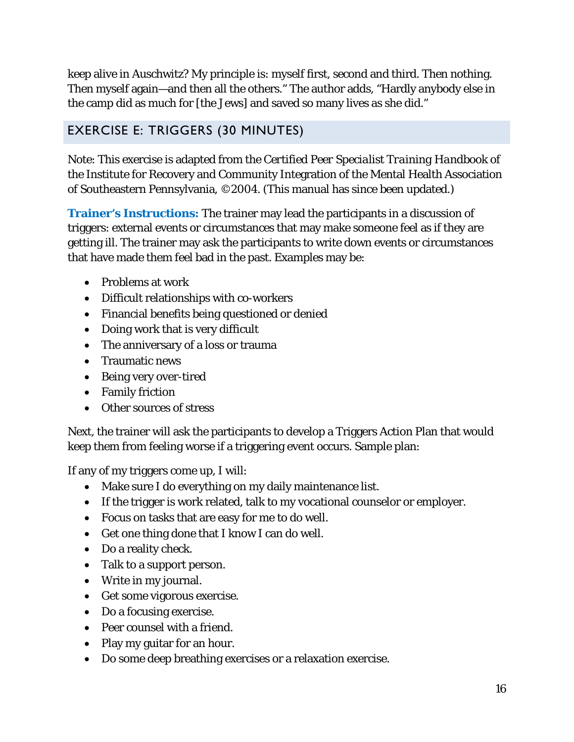keep alive in Auschwitz? My principle is: myself first, second and third. Then nothing. Then myself again—and then all the others." The author adds, "Hardly anybody else in the camp did as much for [the Jews] and saved so many lives as she did."

## EXERCISE E: TRIGGERS (30 MINUTES)

Note: This exercise is adapted from the *Certified Peer Specialist Training Handbook* of the Institute for Recovery and Community Integration of the Mental Health Association of Southeastern Pennsylvania, ©2004. (This manual has since been updated.)

**Trainer's Instructions:** The trainer may lead the participants in a discussion of triggers: external events or circumstances that may make someone feel as if they are getting ill. The trainer may ask the participants to write down events or circumstances that have made them feel bad in the past. Examples may be:

- Problems at work
- Difficult relationships with co-workers
- Financial benefits being questioned or denied
- Doing work that is very difficult
- The anniversary of a loss or trauma
- Traumatic news
- Being very over-tired
- Family friction
- Other sources of stress

Next, the trainer will ask the participants to develop a Triggers Action Plan that would keep them from feeling worse if a triggering event occurs. Sample plan:

If any of my triggers come up, I will:

- Make sure I do everything on my daily maintenance list.
- If the trigger is work related, talk to my vocational counselor or employer.
- Focus on tasks that are easy for me to do well.
- Get one thing done that I know I can do well.
- Do a reality check.
- Talk to a support person.
- Write in my journal.
- Get some vigorous exercise.
- Do a focusing exercise.
- Peer counsel with a friend.
- Play my guitar for an hour.
- Do some deep breathing exercises or a relaxation exercise.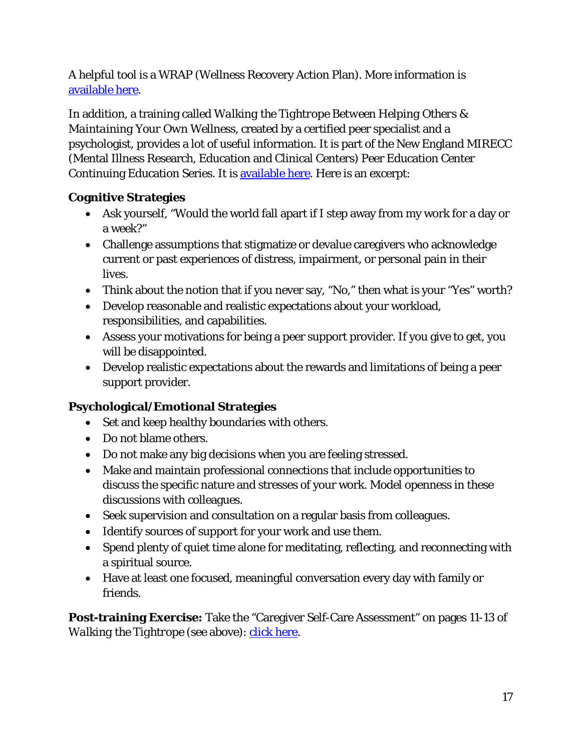A helpful tool is a WRAP (Wellness Recovery Action Plan). More information is [available here](#).

In addition, a training called *Walking the Tightrope Between Helping Others & Maintaining Your Own Wellness*, created by a certified peer specialist and a psychologist, provides a lot of useful information. It is part of the New England MIRECC (Mental Illness Research, Education and Clinical Centers) Peer Education Center Continuing Education Series. It is [available here](#). Here is an excerpt:

### Cognitive Strategies

- Ask yourself, "Would the world fall apart if I step away from my work for a day or a week?"
- Challenge assumptions that stigmatize or devalue caregivers who acknowledge current or past experiences of distress, impairment, or personal pain in their lives.
- Think about the notion that if you never say, "No," then what is your "Yes" worth?
- Develop reasonable and realistic expectations about your workload, responsibilities, and capabilities.
- Assess your motivations for being a peer support provider. If you give to get, you will be disappointed.
- Develop realistic expectations about the rewards and limitations of being a peer support provider.

### Psychological/Emotional Strategies

- Set and keep healthy boundaries with others.
- Do not blame others.
- Do not make any big decisions when you are feeling stressed.
- Make and maintain professional connections that include opportunities to discuss the specific nature and stresses of your work. Model openness in these discussions with colleagues.
- Seek supervision and consultation on a regular basis from colleagues.
- Identify sources of support for your work and use them.
- Spend plenty of quiet time alone for meditating, reflecting, and reconnecting with a spiritual source.
- Have at least one focused, meaningful conversation every day with family or friends.

**Post-training Exercise:** Take the "Caregiver Self-Care Assessment" on pages 11-13 of *Walking the Tightrope* (see above): [click here](#).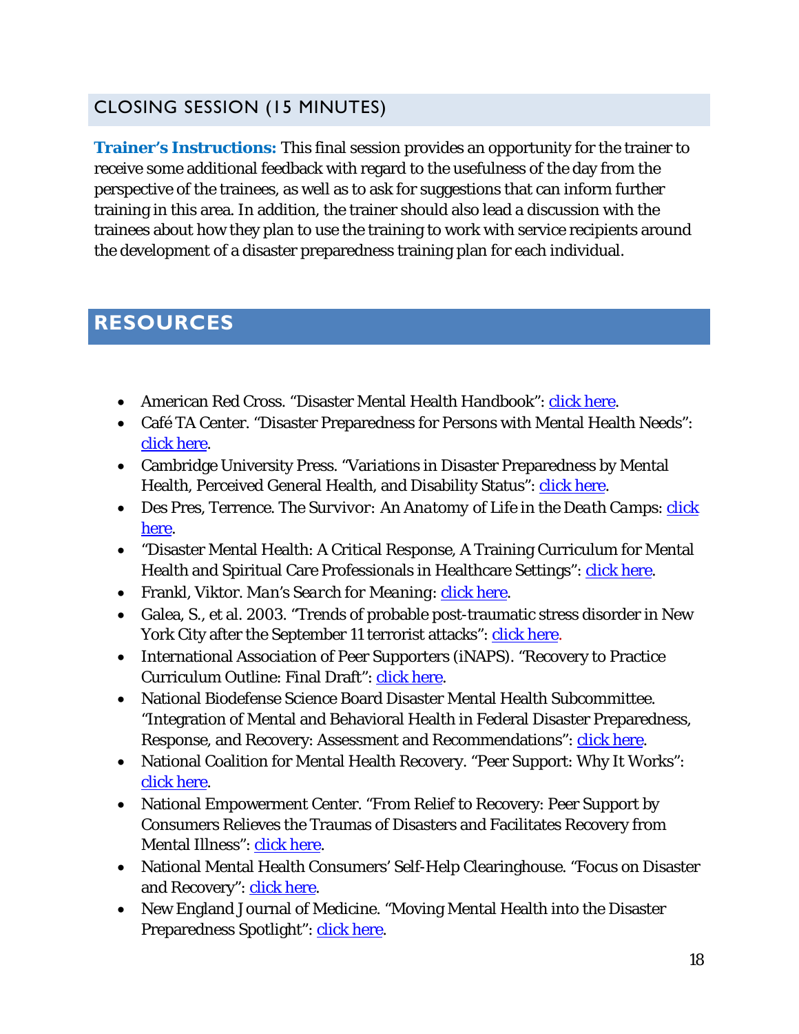## CLOSING SESSION (15 MINUTES)

**Trainer's Instructions:** This final session provides an opportunity for the trainer to receive some additional feedback with regard to the usefulness of the day from the perspective of the trainees, as well as to ask for suggestions that can inform further training in this area. In addition, the trainer should also lead a discussion with the trainees about how they plan to use the training to work with service recipients around the development of a disaster preparedness training plan for each individual.

# RESOURCES

- American Red Cross. "Disaster Mental Health Handbook": click here.
- Café TA Center. "Disaster Preparedness for Persons with Mental Health Needs": click here.
- Cambridge University Press. "Variations in Disaster Preparedness by Mental Health, Perceived General Health, and Disability Status": click here.
- Des Pres, Terrence. *The Survivor: An Anatomy of Life in the Death Camps*: click here.
- "Disaster Mental Health: A Critical Response, A Training Curriculum for Mental Health and Spiritual Care Professionals in Healthcare Settings": click here.
- Frankl, Viktor. *Man's Search for Meaning*: click here.
- Galea, S., et al. 2003. "Trends of probable post-traumatic stress disorder in New York City after the September 11 terrorist attacks": click here.
- International Association of Peer Supporters (iNAPS). "Recovery to Practice Curriculum Outline: Final Draft": click here.
- National Biodefense Science Board Disaster Mental Health Subcommittee. "Integration of Mental and Behavioral Health in Federal Disaster Preparedness, Response, and Recovery: Assessment and Recommendations": click here.
- National Coalition for Mental Health Recovery. "Peer Support: Why It Works": click here.
- National Empowerment Center. "From Relief to Recovery: Peer Support by Consumers Relieves the Traumas of Disasters and Facilitates Recovery from Mental Illness": click here.
- National Mental Health Consumers' Self-Help Clearinghouse. "Focus on Disaster and Recovery": click here.
- New England Journal of Medicine. "Moving Mental Health into the Disaster Preparedness Spotlight": click here.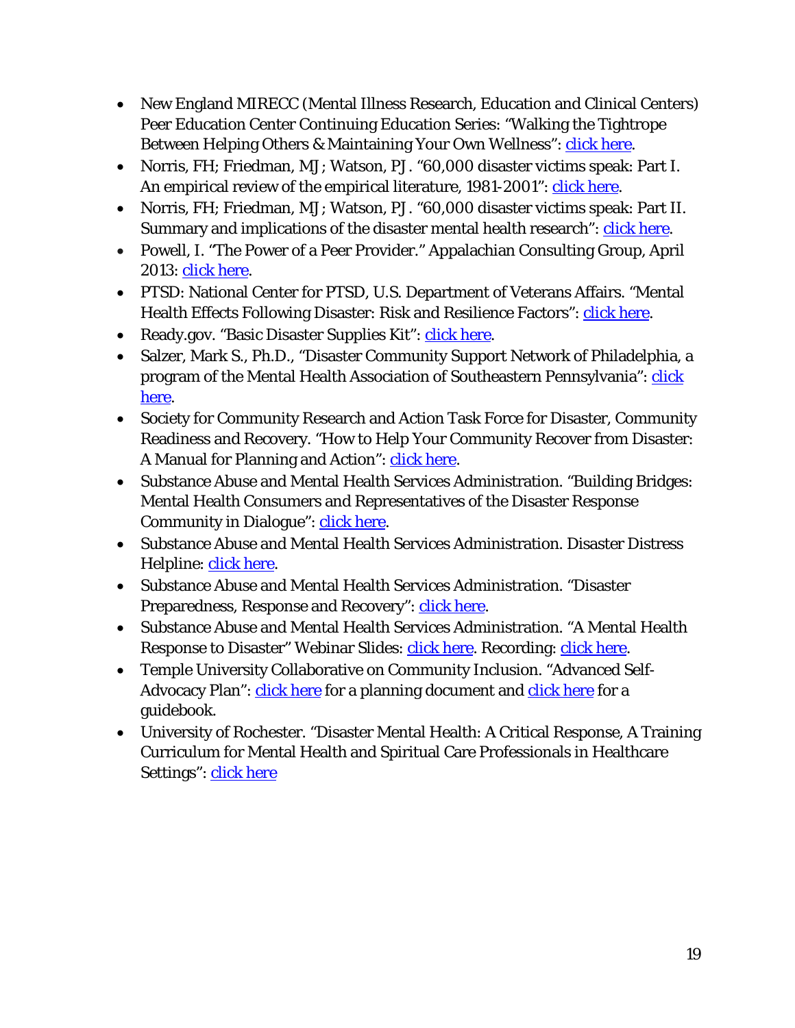- New England MIRECC (Mental Illness Research, Education and Clinical Centers) Peer Education Center Continuing Education Series: "Walking the Tightrope Between Helping Others & Maintaining Your Own Wellness": click here.
- Norris, FH; Friedman, MJ; Watson, PJ. "60,000 disaster victims speak: Part I. An empirical review of the empirical literature, 1981-2001": click here.
- Norris, FH; Friedman, MJ; Watson, PJ. "60,000 disaster victims speak: Part II. Summary and implications of the disaster mental health research": click here.
- Powell, I. "The Power of a Peer Provider." Appalachian Consulting Group, April 2013: click here.
- PTSD: National Center for PTSD, U.S. Department of Veterans Affairs. "Mental Health Effects Following Disaster: Risk and Resilience Factors": click here.
- Ready.gov. "Basic Disaster Supplies Kit": click here.
- Salzer, Mark S., Ph.D., "Disaster Community Support Network of Philadelphia, a program of the Mental Health Association of Southeastern Pennsylvania": click here.
- Society for Community Research and Action Task Force for Disaster, Community Readiness and Recovery. "How to Help Your Community Recover from Disaster: A Manual for Planning and Action": click here.
- Substance Abuse and Mental Health Services Administration. "Building Bridges: Mental Health Consumers and Representatives of the Disaster Response Community in Dialogue": click here.
- Substance Abuse and Mental Health Services Administration. Disaster Distress Helpline: click here.
- Substance Abuse and Mental Health Services Administration. "Disaster Preparedness, Response and Recovery": click here.
- Substance Abuse and Mental Health Services Administration. "A Mental Health Response to Disaster" Webinar Slides: click here. Recording: click here.
- Temple University Collaborative on Community Inclusion. "Advanced Self-Advocacy Plan": click here for a planning document and click here for a guidebook.
- University of Rochester. "Disaster Mental Health: A Critical Response, A Training Curriculum for Mental Health and Spiritual Care Professionals in Healthcare Settings": click here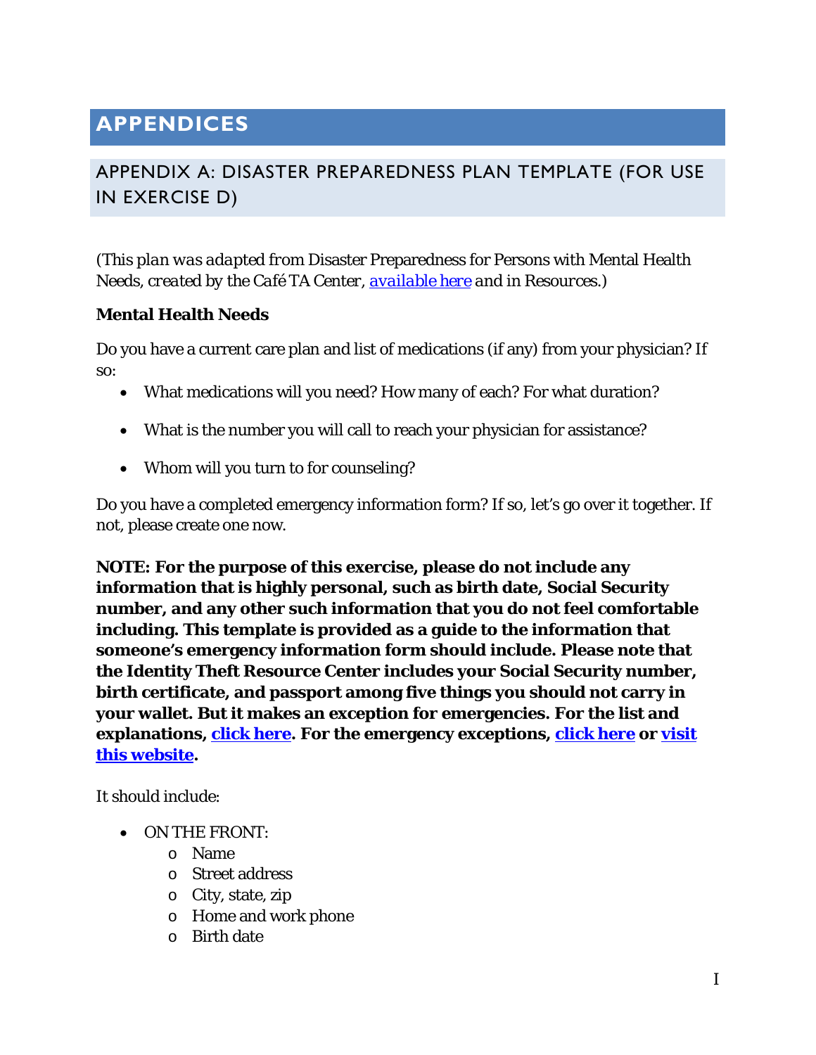# APPENDICES

## APPENDIX A: DISASTER PREPAREDNESS PLAN TEMPLATE (FOR USE IN EXERCISE D)

(*This plan was adapted from* Disaster Preparedness for Persons with Mental Health Needs*, created by the* Café TA Center*,* available here and in Resources*.*)

**Mental Health Needs**

Do you have a current care plan and list of medications (if any) from your physician? If so:

- What medications will you need? How many of each? For what duration?
- What is the number you will call to reach your physician for assistance?
- Whom will you turn to for counseling?

Do you have a completed emergency information form? If so, let's go over it together. If not, please create one now.

**NOTE: For the purpose of this exercise, please do not include any information that is highly personal, such as birth date, Social Security number, and any other such information that you do not feel comfortable including. This template is provided as a guide to the information that someone's emergency information form should include. Please note that the Identity Theft Resource Center includes your Social Security number, birth certificate, and passport among five things you should not carry in your wallet. But it makes an exception for emergencies. For the list and explanations, click here. For the emergency exceptions, click here or visit this website.**

It should include:

- ON THE FRONT:
  - Name
  - Street address
  - City, state, zip
  - Home and work phone
  - Birth date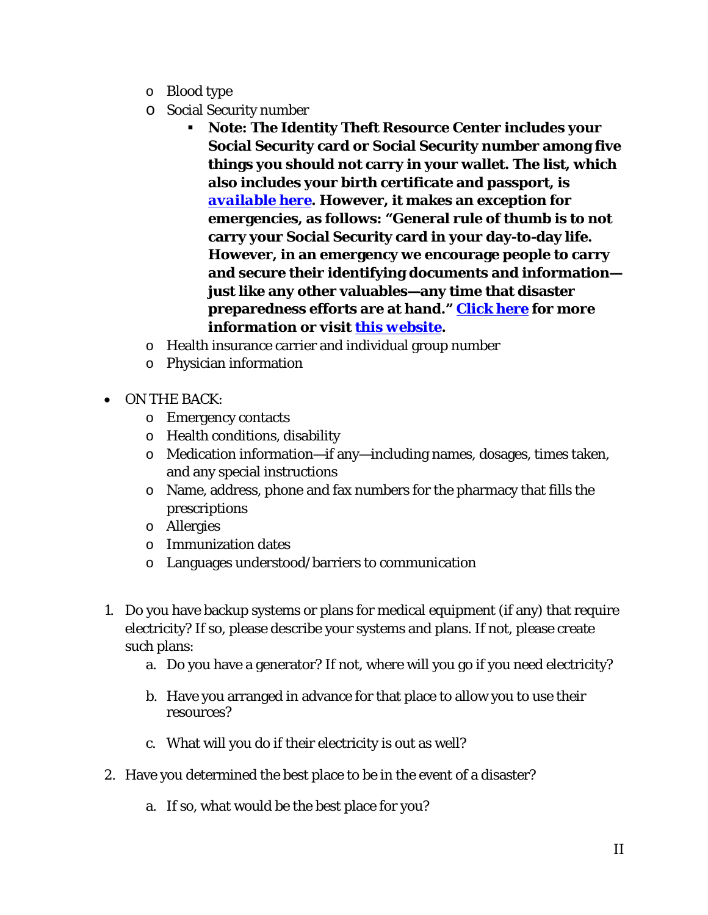- Blood type
  - Social Security number
    - **Note: The Identity Theft Resource Center includes your Social Security card or Social Security number among five things you should not carry in your wallet. The list, which also includes your birth certificate and passport, is [available here](). However, it makes an exception for emergencies, as follows: "General rule of thumb is to not carry your Social Security card in your day-to-day life. However, in an emergency we encourage people to carry and secure their identifying documents and information—just like any other valuables—any time that disaster preparedness efforts are at hand." [Click here]() for more information or visit [this website]().**
  - Health insurance carrier and individual group number
  - Physician information

- ON THE BACK:
  - Emergency contacts
  - Health conditions, disability
  - Medication information—if any—including names, dosages, times taken, and any special instructions
  - Name, address, phone and fax numbers for the pharmacy that fills the prescriptions
  - Allergies
  - Immunization dates
  - Languages understood/barriers to communication

1. Do you have backup systems or plans for medical equipment (if any) that require electricity? If so, please describe your systems and plans. If not, please create such plans:
   a. Do you have a generator? If not, where will you go if you need electricity?

   b. Have you arranged in advance for that place to allow you to use their resources?

   c. What will you do if their electricity is out as well?

2. Have you determined the best place to be in the event of a disaster?

   a. If so, what would be the best place for you?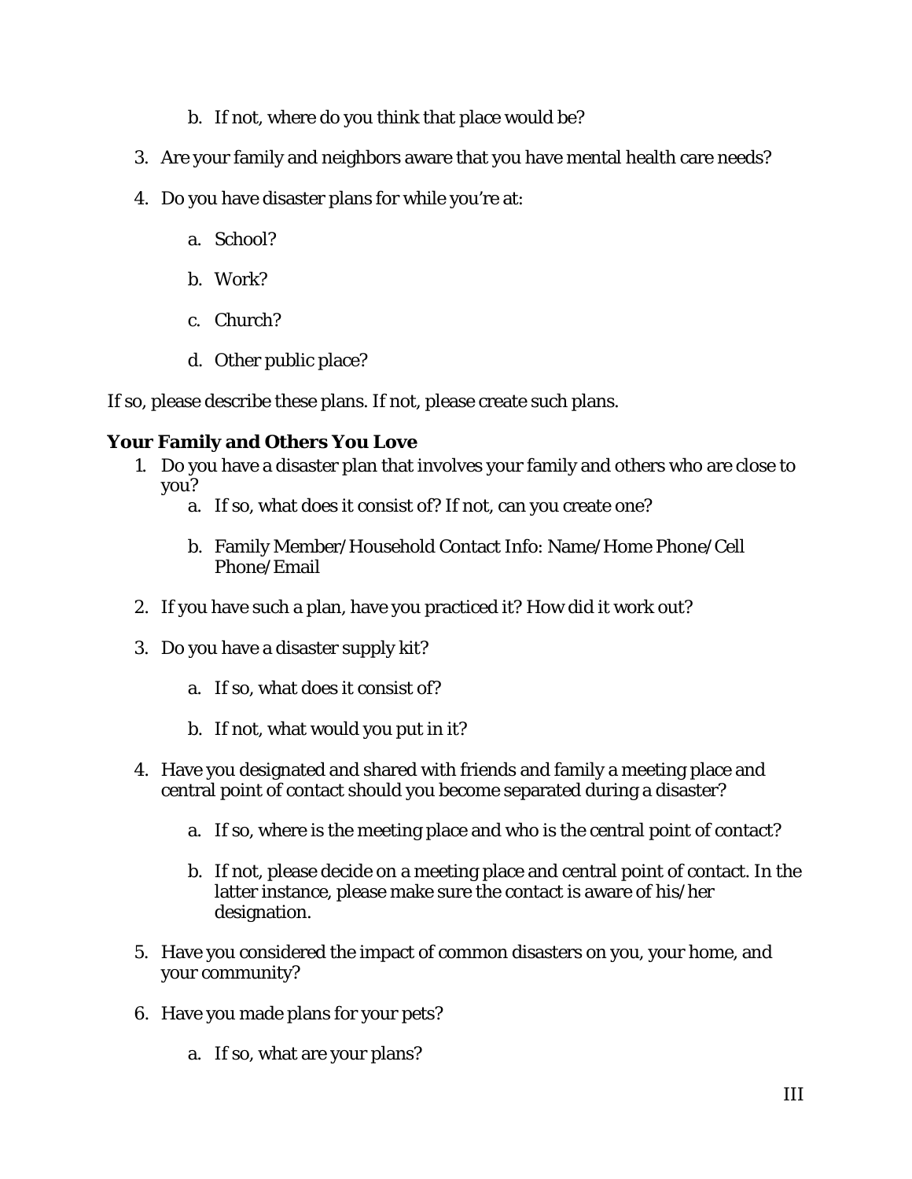b. If not, where do you think that place would be?

3. Are your family and neighbors aware that you have mental health care needs?

4. Do you have disaster plans for while you're at:

   a. School?

   b. Work?

   c. Church?

   d. Other public place?

If so, please describe these plans. If not, please create such plans.

**Your Family and Others You Love**

1. Do you have a disaster plan that involves your family and others who are close to you?
   a. If so, what does it consist of? If not, can you create one?

   b. Family Member/Household Contact Info: Name/Home Phone/Cell Phone/Email

2. If you have such a plan, have you practiced it? How did it work out?

3. Do you have a disaster supply kit?

   a. If so, what does it consist of?

   b. If not, what would you put in it?

4. Have you designated and shared with friends and family a meeting place and central point of contact should you become separated during a disaster?

   a. If so, where is the meeting place and who is the central point of contact?

   b. If not, please decide on a meeting place and central point of contact. In the latter instance, please make sure the contact is aware of his/her designation.

5. Have you considered the impact of common disasters on you, your home, and your community?

6. Have you made plans for your pets?

   a. If so, what are your plans?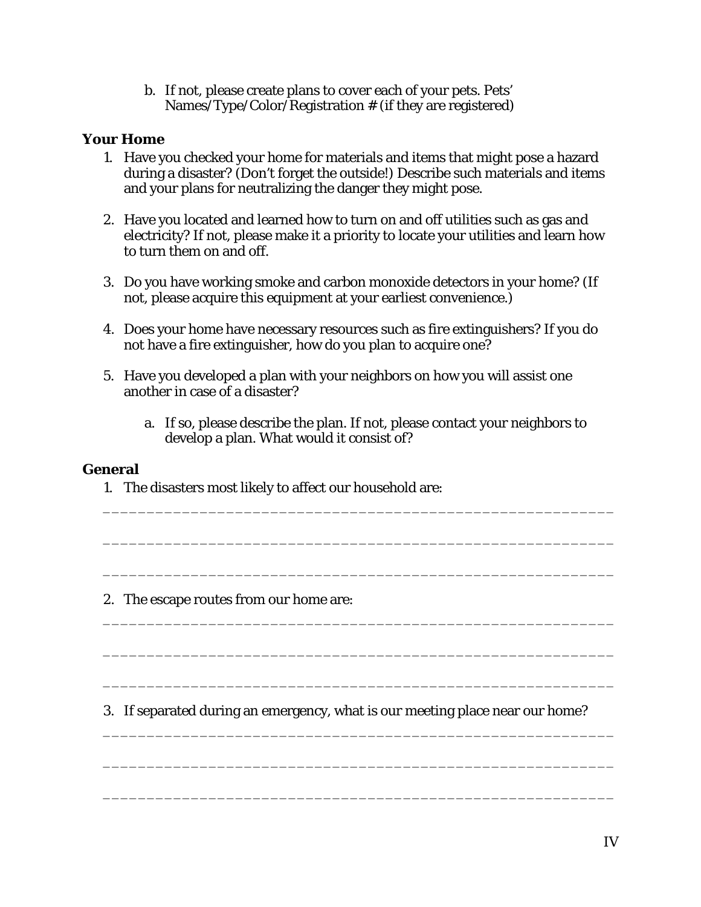b. If not, please create plans to cover each of your pets. Pets' Names/Type/Color/Registration # (if they are registered)

**Your Home**

1. Have you checked your home for materials and items that might pose a hazard during a disaster? (Don't forget the outside!) Describe such materials and items and your plans for neutralizing the danger they might pose.

2. Have you located and learned how to turn on and off utilities such as gas and electricity? If not, please make it a priority to locate your utilities and learn how to turn them on and off.

3. Do you have working smoke and carbon monoxide detectors in your home? (If not, please acquire this equipment at your earliest convenience.)

4. Does your home have necessary resources such as fire extinguishers? If you do not have a fire extinguisher, how do you plan to acquire one?

5. Have you developed a plan with your neighbors on how you will assist one another in case of a disaster?

    a. If so, please describe the plan. If not, please contact your neighbors to develop a plan. What would it consist of?

**General**

1. The disasters most likely to affect our household are:

_______________________________________________________

_______________________________________________________

_______________________________________________________

2. The escape routes from our home are:

_______________________________________________________

_______________________________________________________

_______________________________________________________

3. If separated during an emergency, what is our meeting place near our home?

_______________________________________________________

_______________________________________________________

_______________________________________________________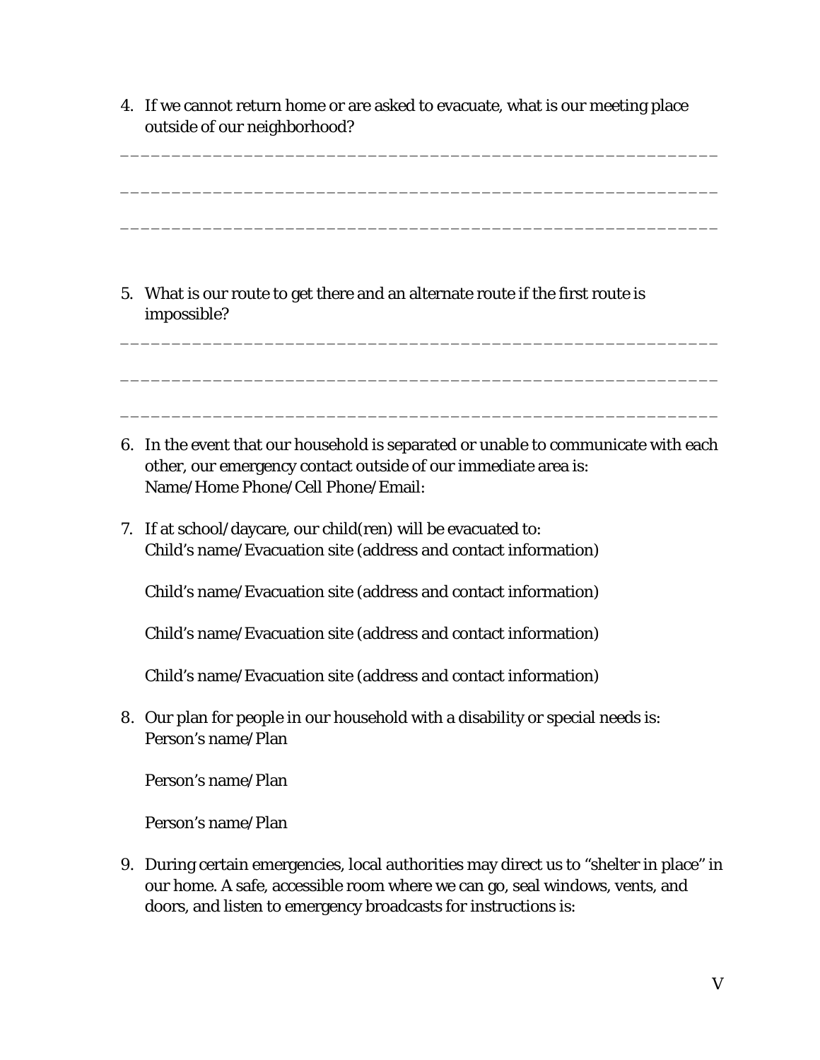4. If we cannot return home or are asked to evacuate, what is our meeting place outside of our neighborhood?

___________________________________________________________

___________________________________________________________

___________________________________________________________

5. What is our route to get there and an alternate route if the first route is impossible?

___________________________________________________________

___________________________________________________________

___________________________________________________________

6. In the event that our household is separated or unable to communicate with each other, our emergency contact outside of our immediate area is:
   Name/Home Phone/Cell Phone/Email:

7. If at school/daycare, our child(ren) will be evacuated to:
   Child's name/Evacuation site (address and contact information)

   Child's name/Evacuation site (address and contact information)

   Child's name/Evacuation site (address and contact information)

   Child's name/Evacuation site (address and contact information)

8. Our plan for people in our household with a disability or special needs is:
   Person's name/Plan

   Person's name/Plan

   Person's name/Plan

9. During certain emergencies, local authorities may direct us to "shelter in place" in our home. A safe, accessible room where we can go, seal windows, vents, and doors, and listen to emergency broadcasts for instructions is: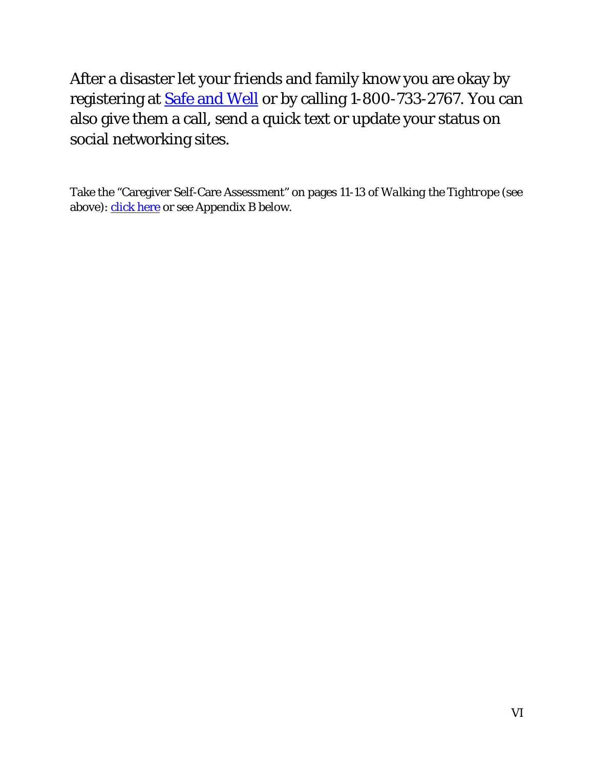After a disaster let your friends and family know you are okay by registering at Safe and Well or by calling 1-800-733-2767. You can also give them a call, send a quick text or update your status on social networking sites.

Take the "Caregiver Self-Care Assessment" on pages 11-13 of *Walking the Tightrope* (see above): click here or see Appendix B below.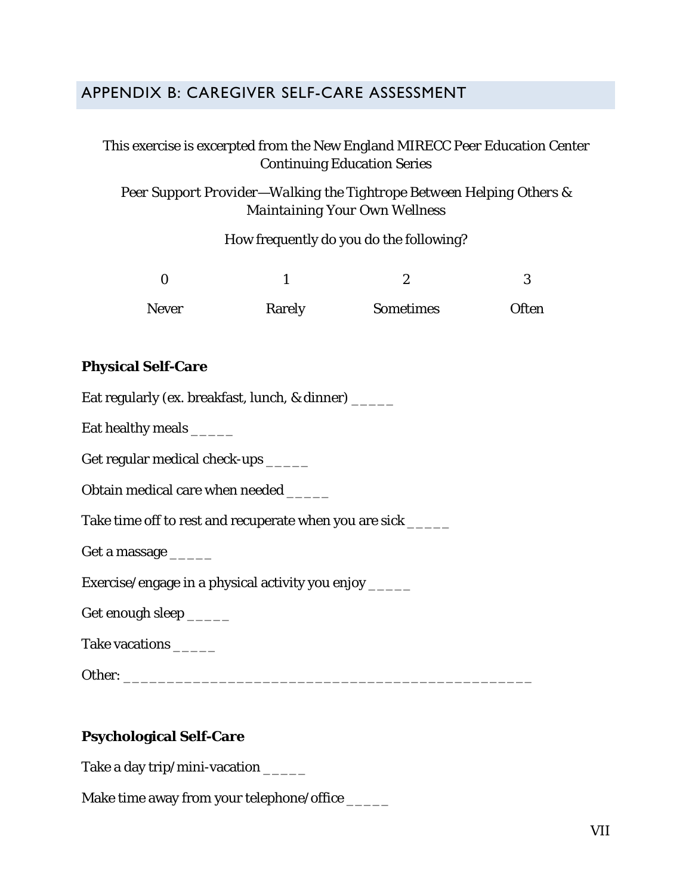## APPENDIX B: CAREGIVER SELF-CARE ASSESSMENT

This exercise is excerpted from the New England MIRECC Peer Education Center Continuing Education Series

Peer Support Provider—*Walking the Tightrope Between Helping Others & Maintaining Your Own Wellness*

How frequently do you do the following?

| 0 | 1 | 2 | 3 |
|---|---|---|---|
| Never | Rarely | Sometimes | Often |

**Physical Self-Care**

Eat regularly (ex. breakfast, lunch, & dinner) _____

Eat healthy meals _____

Get regular medical check-ups _____

Obtain medical care when needed _____

Take time off to rest and recuperate when you are sick _____

Get a massage _____

Exercise/engage in a physical activity you enjoy _____

Get enough sleep _____

Take vacations _____

Other: _______________________________________________

**Psychological Self-Care**

Take a day trip/mini-vacation _____

Make time away from your telephone/office _____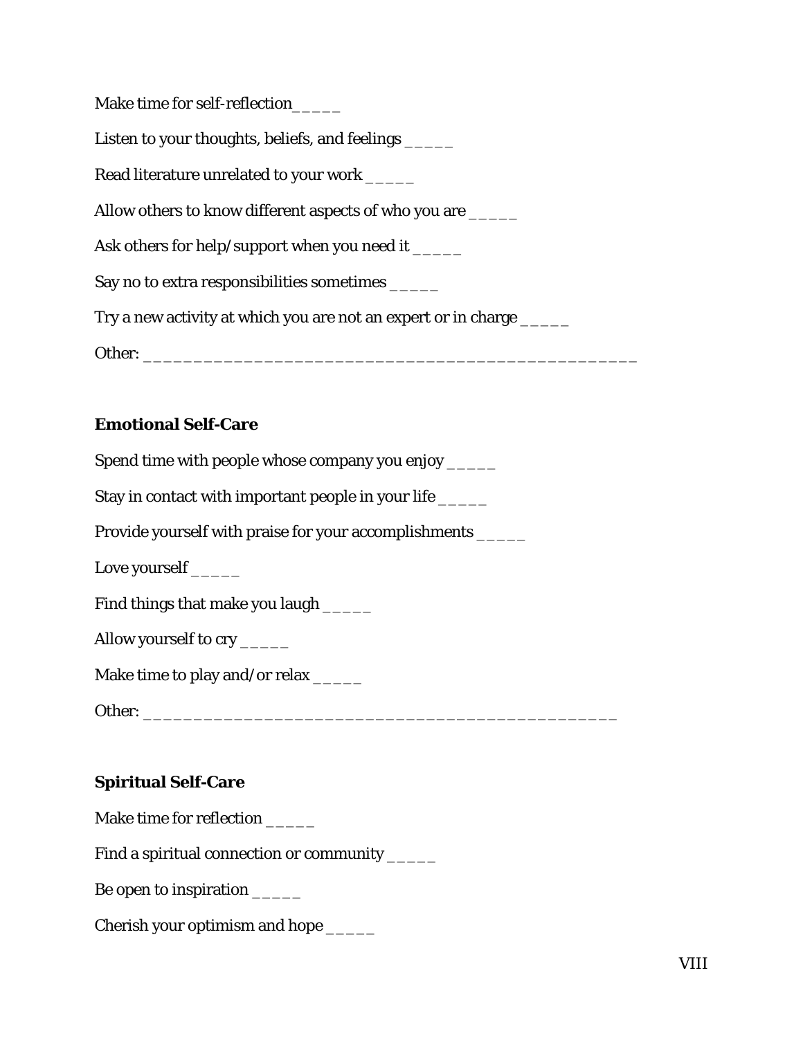Make time for self-reflection_____

Listen to your thoughts, beliefs, and feelings _____

Read literature unrelated to your work _____

Allow others to know different aspects of who you are _____

Ask others for help/support when you need it _____

Say no to extra responsibilities sometimes _____

Try a new activity at which you are not an expert or in charge _____

Other: _____________________________________________

**Emotional Self-Care**

Spend time with people whose company you enjoy _____

Stay in contact with important people in your life _____

Provide yourself with praise for your accomplishments _____

Love yourself _____

Find things that make you laugh _____

Allow yourself to cry _____

Make time to play and/or relax _____

Other: ___________________________________________

**Spiritual Self-Care**

Make time for reflection _____

Find a spiritual connection or community _____

Be open to inspiration _____

Cherish your optimism and hope _____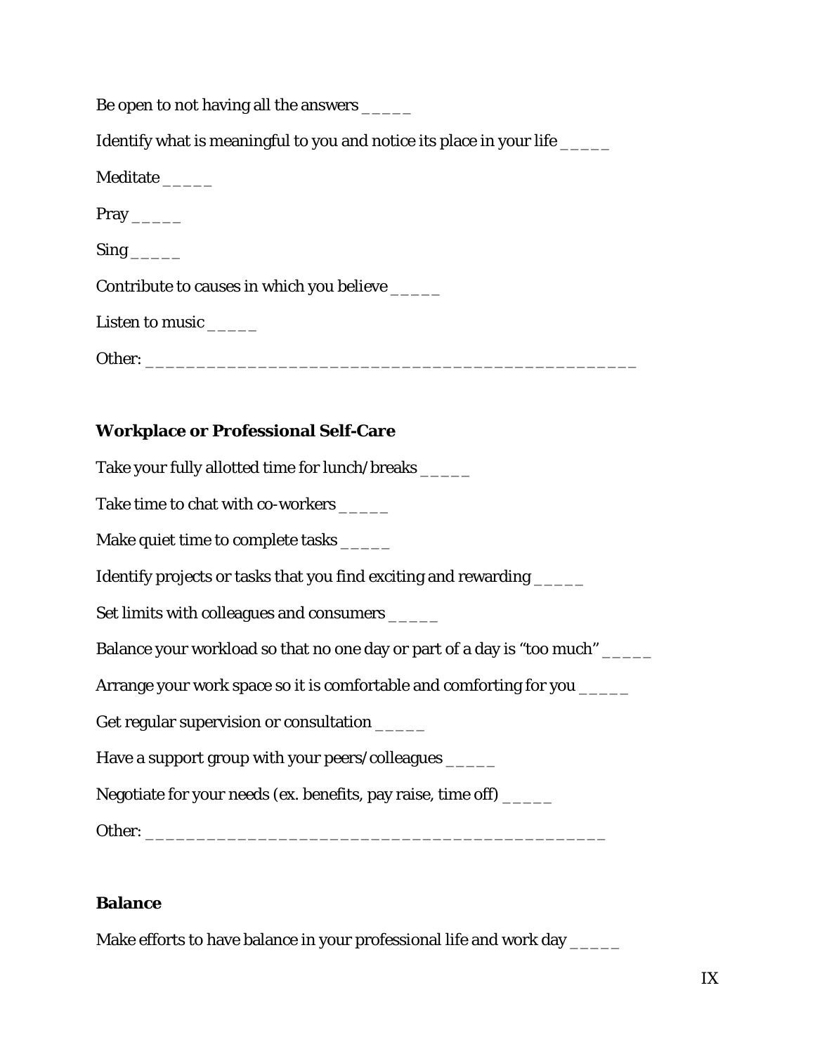Be open to not having all the answers _____

Identify what is meaningful to you and notice its place in your life _____

Meditate _____

Pray _____

Sing _____

Contribute to causes in which you believe _____

Listen to music _____

Other: _______________________________________________

**Workplace or Professional Self-Care**

Take your fully allotted time for lunch/breaks _____

Take time to chat with co-workers _____

Make quiet time to complete tasks _____

Identify projects or tasks that you find exciting and rewarding _____

Set limits with colleagues and consumers _____

Balance your workload so that no one day or part of a day is "too much" _____

Arrange your work space so it is comfortable and comforting for you _____

Get regular supervision or consultation _____

Have a support group with your peers/colleagues _____

Negotiate for your needs (ex. benefits, pay raise, time off) _____

Other: ____________________________________________

**Balance**

Make efforts to have balance in your professional life and work day _____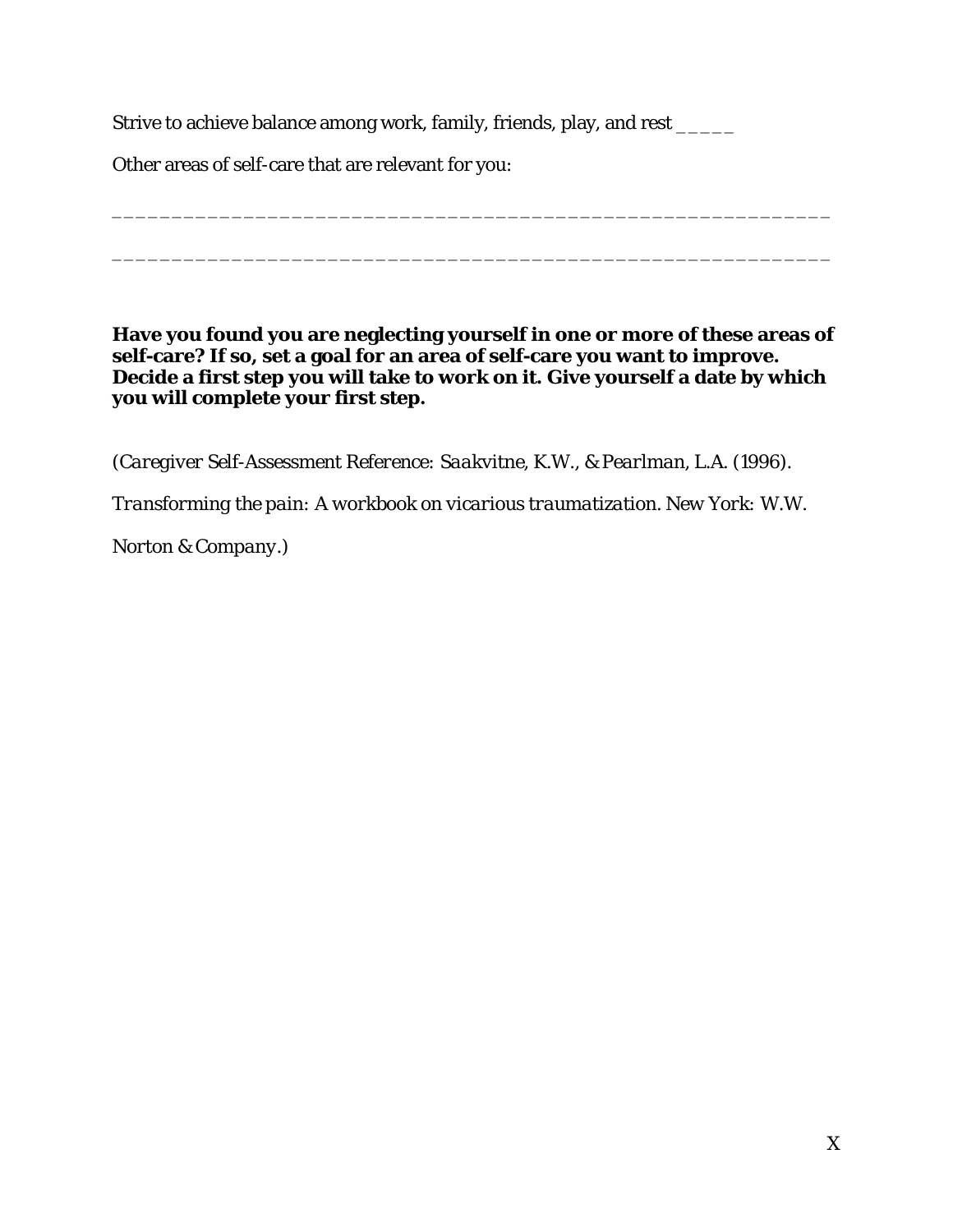Strive to achieve balance among work, family, friends, play, and rest _____

Other areas of self-care that are relevant for you:

___________________________________________________________

___________________________________________________________

**Have you found you are neglecting yourself in one or more of these areas of self-care? If so, set a goal for an area of self-care you want to improve. Decide a first step you will take to work on it. Give yourself a date by which you will complete your first step.**

*(Caregiver Self-Assessment Reference: Saakvitne, K.W., & Pearlman, L.A. (1996). Transforming the pain: A workbook on vicarious traumatization. New York: W.W. Norton & Company.)*